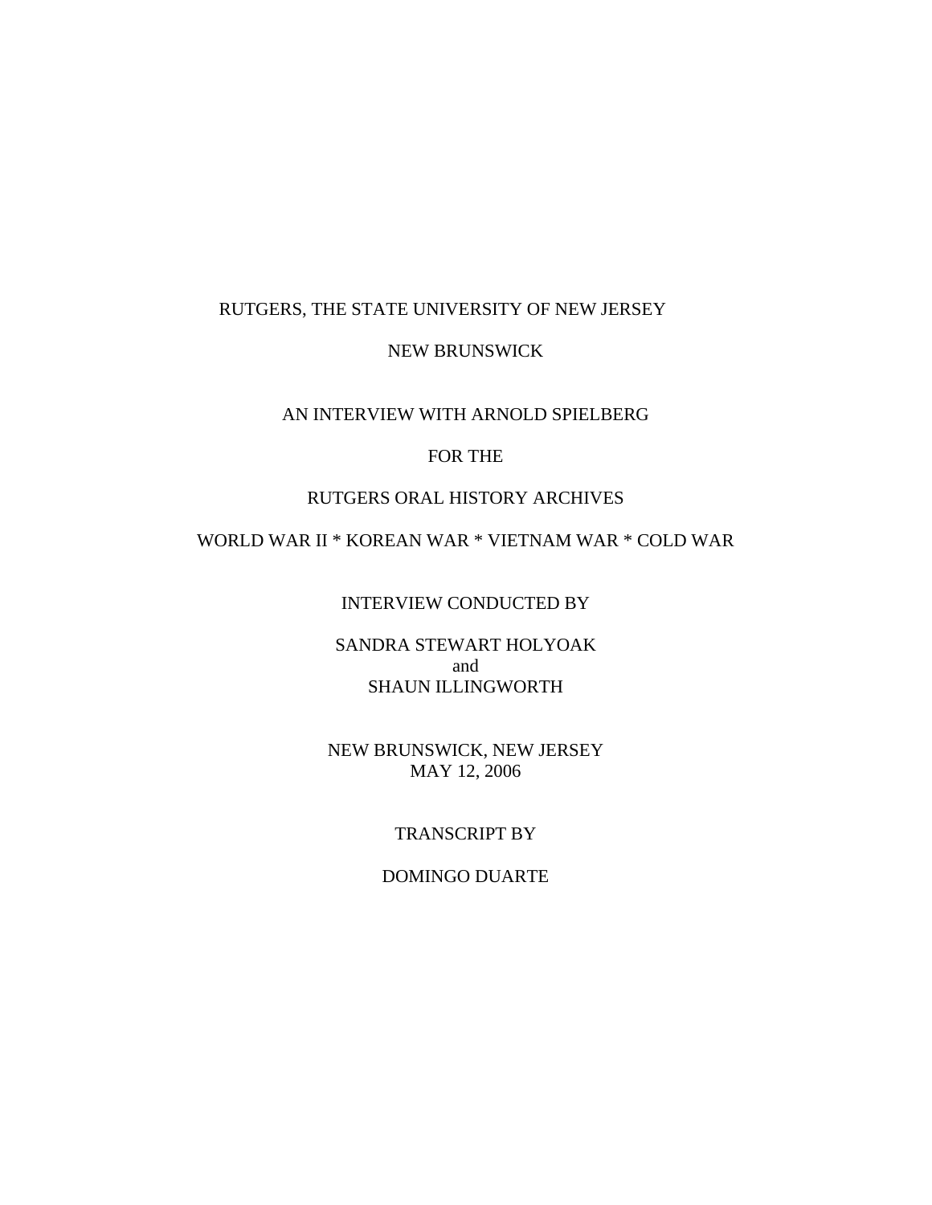RUTGERS, THE STATE UNIVERSITY OF NEW JERSEY

NEW BRUNSWICK

AN INTERVIEW WITH ARNOLD SPIELBERG

FOR THE

RUTGERS ORAL HISTORY ARCHIVES

WORLD WAR II * KOREAN WAR * VIETNAM WAR * COLD WAR

INTERVIEW CONDUCTED BY

SANDRA STEWART HOLYOAK
and
SHAUN ILLINGWORTH

NEW BRUNSWICK, NEW JERSEY
MAY 12, 2006

TRANSCRIPT BY

DOMINGO DUARTE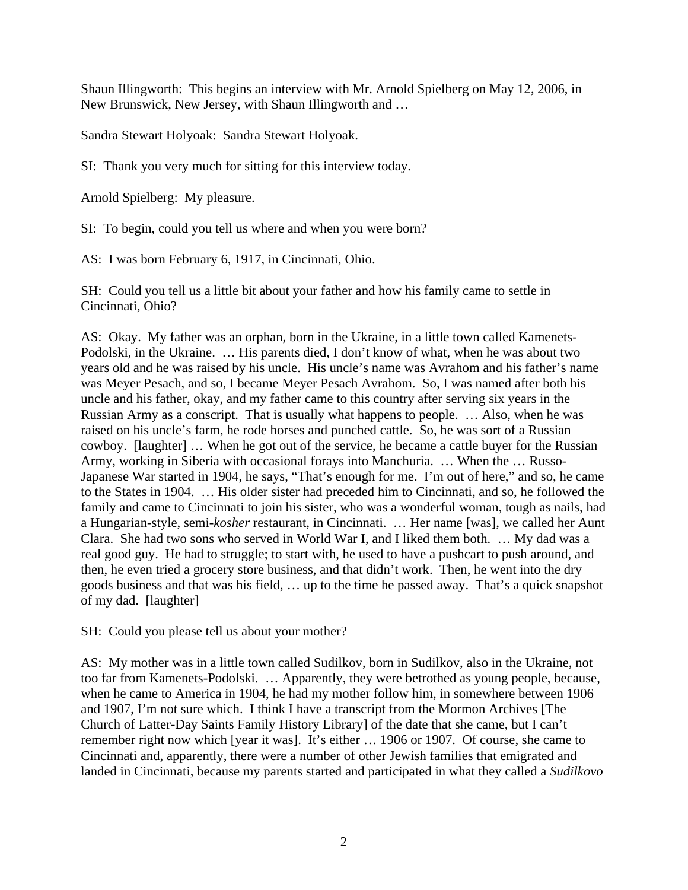Shaun Illingworth: This begins an interview with Mr. Arnold Spielberg on May 12, 2006, in New Brunswick, New Jersey, with Shaun Illingworth and …

Sandra Stewart Holyoak: Sandra Stewart Holyoak.

SI: Thank you very much for sitting for this interview today.

Arnold Spielberg: My pleasure.

SI: To begin, could you tell us where and when you were born?

AS: I was born February 6, 1917, in Cincinnati, Ohio.

SH: Could you tell us a little bit about your father and how his family came to settle in Cincinnati, Ohio?

AS: Okay. My father was an orphan, born in the Ukraine, in a little town called Kamenets-Podolski, in the Ukraine. … His parents died, I don't know of what, when he was about two years old and he was raised by his uncle. His uncle's name was Avrahom and his father's name was Meyer Pesach, and so, I became Meyer Pesach Avrahom. So, I was named after both his uncle and his father, okay, and my father came to this country after serving six years in the Russian Army as a conscript. That is usually what happens to people. … Also, when he was raised on his uncle's farm, he rode horses and punched cattle. So, he was sort of a Russian cowboy. [laughter] … When he got out of the service, he became a cattle buyer for the Russian Army, working in Siberia with occasional forays into Manchuria. … When the … Russo-Japanese War started in 1904, he says, "That's enough for me. I'm out of here," and so, he came to the States in 1904. … His older sister had preceded him to Cincinnati, and so, he followed the family and came to Cincinnati to join his sister, who was a wonderful woman, tough as nails, had a Hungarian-style, semi-*kosher* restaurant, in Cincinnati. … Her name [was], we called her Aunt Clara. She had two sons who served in World War I, and I liked them both. … My dad was a real good guy. He had to struggle; to start with, he used to have a pushcart to push around, and then, he even tried a grocery store business, and that didn't work. Then, he went into the dry goods business and that was his field, … up to the time he passed away. That's a quick snapshot of my dad. [laughter]

SH: Could you please tell us about your mother?

AS: My mother was in a little town called Sudilkov, born in Sudilkov, also in the Ukraine, not too far from Kamenets-Podolski. … Apparently, they were betrothed as young people, because, when he came to America in 1904, he had my mother follow him, in somewhere between 1906 and 1907, I'm not sure which. I think I have a transcript from the Mormon Archives [The Church of Latter-Day Saints Family History Library] of the date that she came, but I can't remember right now which [year it was]. It's either … 1906 or 1907. Of course, she came to Cincinnati and, apparently, there were a number of other Jewish families that emigrated and landed in Cincinnati, because my parents started and participated in what they called a *Sudilkovo*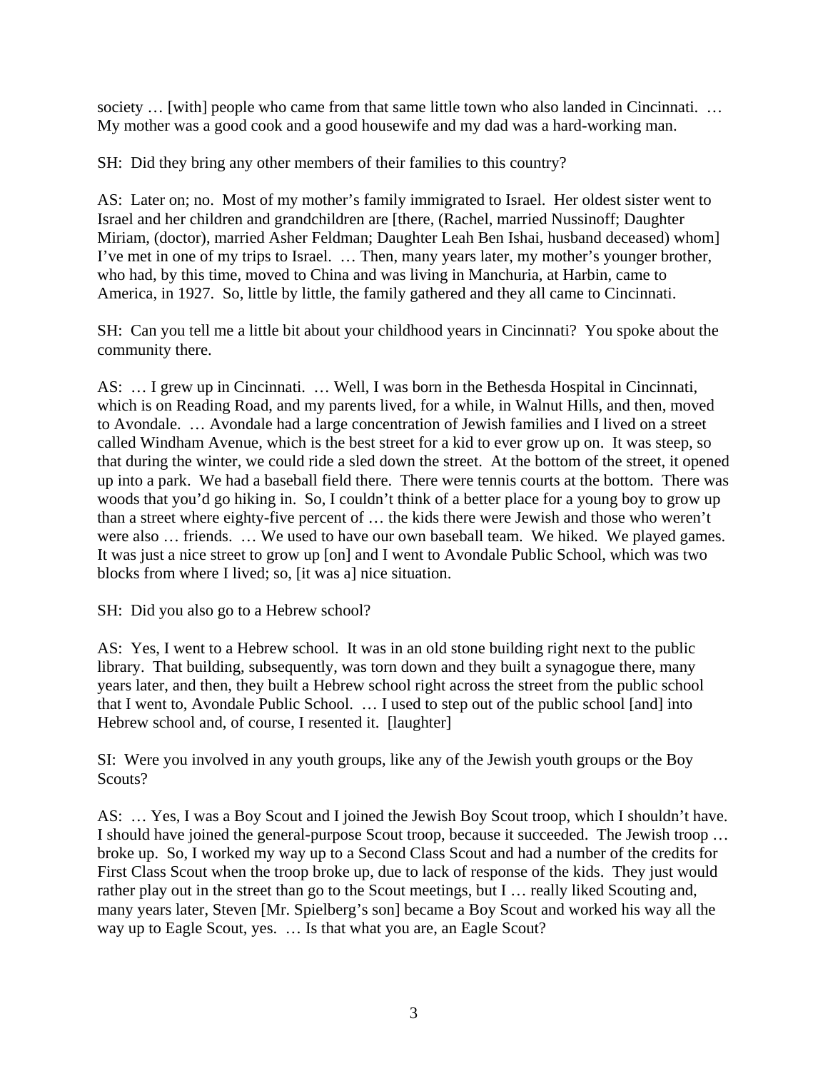society … [with] people who came from that same little town who also landed in Cincinnati. … My mother was a good cook and a good housewife and my dad was a hard-working man.

SH: Did they bring any other members of their families to this country?

AS: Later on; no. Most of my mother's family immigrated to Israel. Her oldest sister went to Israel and her children and grandchildren are [there, (Rachel, married Nussinoff; Daughter Miriam, (doctor), married Asher Feldman; Daughter Leah Ben Ishai, husband deceased) whom] I've met in one of my trips to Israel. … Then, many years later, my mother's younger brother, who had, by this time, moved to China and was living in Manchuria, at Harbin, came to America, in 1927. So, little by little, the family gathered and they all came to Cincinnati.

SH: Can you tell me a little bit about your childhood years in Cincinnati? You spoke about the community there.

AS: … I grew up in Cincinnati. … Well, I was born in the Bethesda Hospital in Cincinnati, which is on Reading Road, and my parents lived, for a while, in Walnut Hills, and then, moved to Avondale. … Avondale had a large concentration of Jewish families and I lived on a street called Windham Avenue, which is the best street for a kid to ever grow up on. It was steep, so that during the winter, we could ride a sled down the street. At the bottom of the street, it opened up into a park. We had a baseball field there. There were tennis courts at the bottom. There was woods that you'd go hiking in. So, I couldn't think of a better place for a young boy to grow up than a street where eighty-five percent of … the kids there were Jewish and those who weren't were also … friends. … We used to have our own baseball team. We hiked. We played games. It was just a nice street to grow up [on] and I went to Avondale Public School, which was two blocks from where I lived; so, [it was a] nice situation.

SH: Did you also go to a Hebrew school?

AS: Yes, I went to a Hebrew school. It was in an old stone building right next to the public library. That building, subsequently, was torn down and they built a synagogue there, many years later, and then, they built a Hebrew school right across the street from the public school that I went to, Avondale Public School. … I used to step out of the public school [and] into Hebrew school and, of course, I resented it. [laughter]

SI: Were you involved in any youth groups, like any of the Jewish youth groups or the Boy Scouts?

AS: … Yes, I was a Boy Scout and I joined the Jewish Boy Scout troop, which I shouldn't have. I should have joined the general-purpose Scout troop, because it succeeded. The Jewish troop … broke up. So, I worked my way up to a Second Class Scout and had a number of the credits for First Class Scout when the troop broke up, due to lack of response of the kids. They just would rather play out in the street than go to the Scout meetings, but I … really liked Scouting and, many years later, Steven [Mr. Spielberg's son] became a Boy Scout and worked his way all the way up to Eagle Scout, yes. … Is that what you are, an Eagle Scout?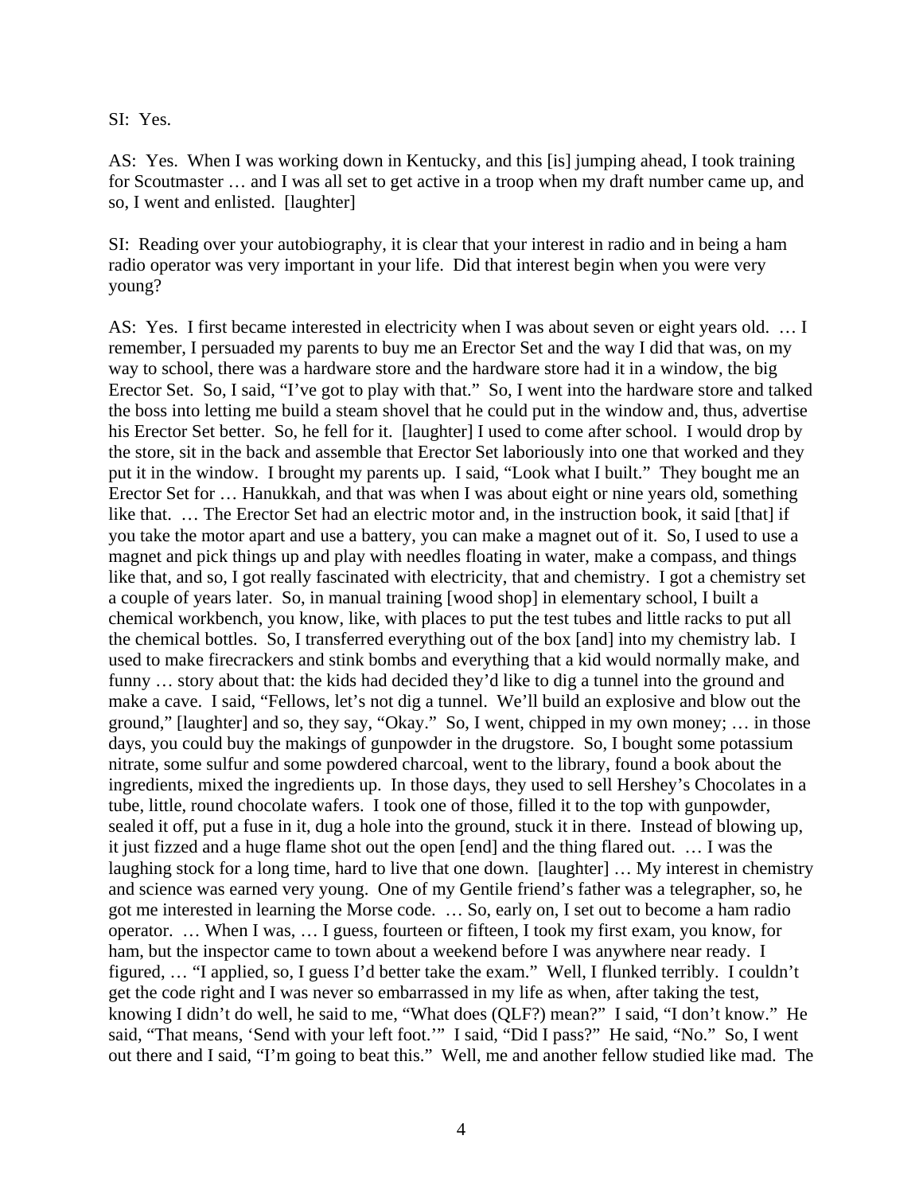SI: Yes.

AS: Yes. When I was working down in Kentucky, and this [is] jumping ahead, I took training for Scoutmaster … and I was all set to get active in a troop when my draft number came up, and so, I went and enlisted. [laughter]

SI: Reading over your autobiography, it is clear that your interest in radio and in being a ham radio operator was very important in your life. Did that interest begin when you were very young?

AS: Yes. I first became interested in electricity when I was about seven or eight years old. … I remember, I persuaded my parents to buy me an Erector Set and the way I did that was, on my way to school, there was a hardware store and the hardware store had it in a window, the big Erector Set. So, I said, "I've got to play with that." So, I went into the hardware store and talked the boss into letting me build a steam shovel that he could put in the window and, thus, advertise his Erector Set better. So, he fell for it. [laughter] I used to come after school. I would drop by the store, sit in the back and assemble that Erector Set laboriously into one that worked and they put it in the window. I brought my parents up. I said, "Look what I built." They bought me an Erector Set for … Hanukkah, and that was when I was about eight or nine years old, something like that. … The Erector Set had an electric motor and, in the instruction book, it said [that] if you take the motor apart and use a battery, you can make a magnet out of it. So, I used to use a magnet and pick things up and play with needles floating in water, make a compass, and things like that, and so, I got really fascinated with electricity, that and chemistry. I got a chemistry set a couple of years later. So, in manual training [wood shop] in elementary school, I built a chemical workbench, you know, like, with places to put the test tubes and little racks to put all the chemical bottles. So, I transferred everything out of the box [and] into my chemistry lab. I used to make firecrackers and stink bombs and everything that a kid would normally make, and funny … story about that: the kids had decided they'd like to dig a tunnel into the ground and make a cave. I said, "Fellows, let's not dig a tunnel. We'll build an explosive and blow out the ground," [laughter] and so, they say, "Okay." So, I went, chipped in my own money; … in those days, you could buy the makings of gunpowder in the drugstore. So, I bought some potassium nitrate, some sulfur and some powdered charcoal, went to the library, found a book about the ingredients, mixed the ingredients up. In those days, they used to sell Hershey's Chocolates in a tube, little, round chocolate wafers. I took one of those, filled it to the top with gunpowder, sealed it off, put a fuse in it, dug a hole into the ground, stuck it in there. Instead of blowing up, it just fizzed and a huge flame shot out the open [end] and the thing flared out. … I was the laughing stock for a long time, hard to live that one down. [laughter] … My interest in chemistry and science was earned very young. One of my Gentile friend's father was a telegrapher, so, he got me interested in learning the Morse code. … So, early on, I set out to become a ham radio operator. … When I was, … I guess, fourteen or fifteen, I took my first exam, you know, for ham, but the inspector came to town about a weekend before I was anywhere near ready. I figured, … "I applied, so, I guess I'd better take the exam." Well, I flunked terribly. I couldn't get the code right and I was never so embarrassed in my life as when, after taking the test, knowing I didn't do well, he said to me, "What does (QLF?) mean?" I said, "I don't know." He said, "That means, 'Send with your left foot.'" I said, "Did I pass?" He said, "No." So, I went out there and I said, "I'm going to beat this." Well, me and another fellow studied like mad. The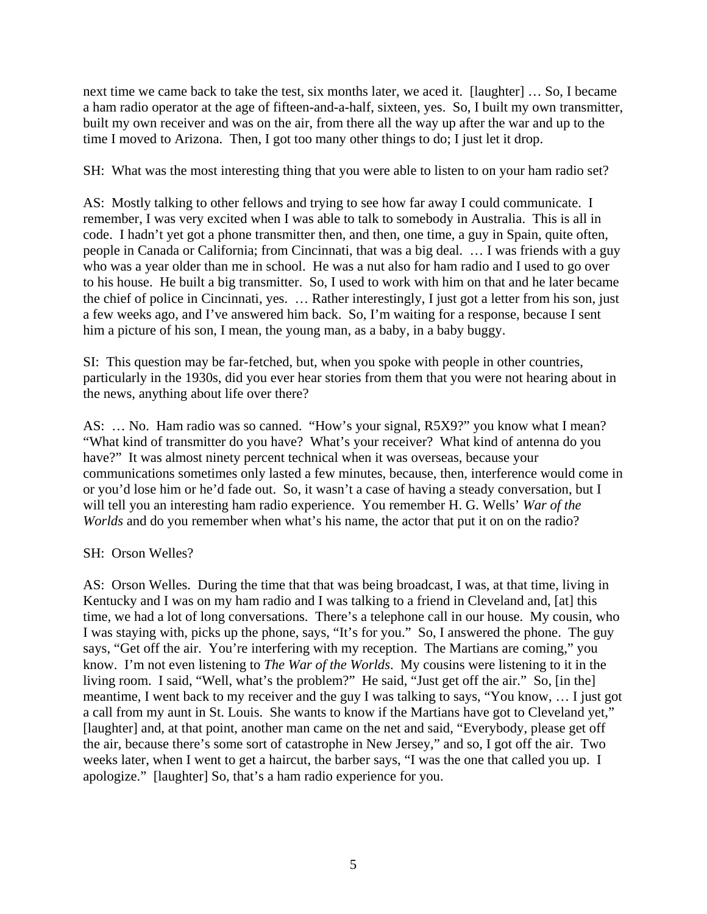next time we came back to take the test, six months later, we aced it. [laughter] … So, I became a ham radio operator at the age of fifteen-and-a-half, sixteen, yes. So, I built my own transmitter, built my own receiver and was on the air, from there all the way up after the war and up to the time I moved to Arizona. Then, I got too many other things to do; I just let it drop.

SH: What was the most interesting thing that you were able to listen to on your ham radio set?

AS: Mostly talking to other fellows and trying to see how far away I could communicate. I remember, I was very excited when I was able to talk to somebody in Australia. This is all in code. I hadn't yet got a phone transmitter then, and then, one time, a guy in Spain, quite often, people in Canada or California; from Cincinnati, that was a big deal. … I was friends with a guy who was a year older than me in school. He was a nut also for ham radio and I used to go over to his house. He built a big transmitter. So, I used to work with him on that and he later became the chief of police in Cincinnati, yes. … Rather interestingly, I just got a letter from his son, just a few weeks ago, and I've answered him back. So, I'm waiting for a response, because I sent him a picture of his son, I mean, the young man, as a baby, in a baby buggy.

SI: This question may be far-fetched, but, when you spoke with people in other countries, particularly in the 1930s, did you ever hear stories from them that you were not hearing about in the news, anything about life over there?

AS: … No. Ham radio was so canned. "How's your signal, R5X9?" you know what I mean? "What kind of transmitter do you have? What's your receiver? What kind of antenna do you have?" It was almost ninety percent technical when it was overseas, because your communications sometimes only lasted a few minutes, because, then, interference would come in or you'd lose him or he'd fade out. So, it wasn't a case of having a steady conversation, but I will tell you an interesting ham radio experience. You remember H. G. Wells' *War of the Worlds* and do you remember when what's his name, the actor that put it on on the radio?

SH: Orson Welles?

AS: Orson Welles. During the time that that was being broadcast, I was, at that time, living in Kentucky and I was on my ham radio and I was talking to a friend in Cleveland and, [at] this time, we had a lot of long conversations. There's a telephone call in our house. My cousin, who I was staying with, picks up the phone, says, "It's for you." So, I answered the phone. The guy says, "Get off the air. You're interfering with my reception. The Martians are coming," you know. I'm not even listening to *The War of the Worlds*. My cousins were listening to it in the living room. I said, "Well, what's the problem?" He said, "Just get off the air." So, [in the] meantime, I went back to my receiver and the guy I was talking to says, "You know, … I just got a call from my aunt in St. Louis. She wants to know if the Martians have got to Cleveland yet," [laughter] and, at that point, another man came on the net and said, "Everybody, please get off the air, because there's some sort of catastrophe in New Jersey," and so, I got off the air. Two weeks later, when I went to get a haircut, the barber says, "I was the one that called you up. I apologize." [laughter] So, that's a ham radio experience for you.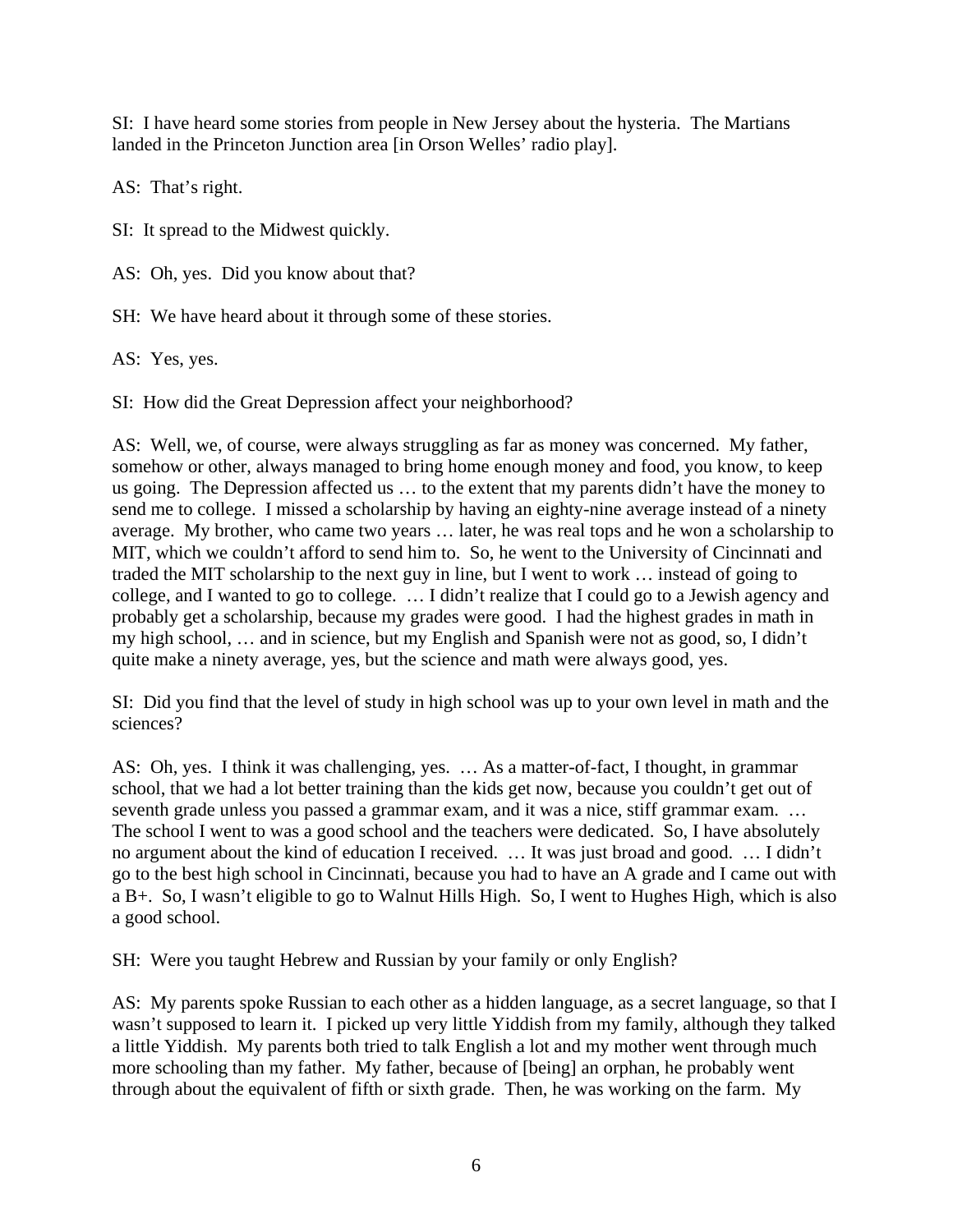SI: I have heard some stories from people in New Jersey about the hysteria. The Martians landed in the Princeton Junction area [in Orson Welles' radio play].

AS: That's right.

SI: It spread to the Midwest quickly.

AS: Oh, yes. Did you know about that?

SH: We have heard about it through some of these stories.

AS: Yes, yes.

SI: How did the Great Depression affect your neighborhood?

AS: Well, we, of course, were always struggling as far as money was concerned. My father, somehow or other, always managed to bring home enough money and food, you know, to keep us going. The Depression affected us … to the extent that my parents didn't have the money to send me to college. I missed a scholarship by having an eighty-nine average instead of a ninety average. My brother, who came two years … later, he was real tops and he won a scholarship to MIT, which we couldn't afford to send him to. So, he went to the University of Cincinnati and traded the MIT scholarship to the next guy in line, but I went to work … instead of going to college, and I wanted to go to college. … I didn't realize that I could go to a Jewish agency and probably get a scholarship, because my grades were good. I had the highest grades in math in my high school, … and in science, but my English and Spanish were not as good, so, I didn't quite make a ninety average, yes, but the science and math were always good, yes.

SI: Did you find that the level of study in high school was up to your own level in math and the sciences?

AS: Oh, yes. I think it was challenging, yes. … As a matter-of-fact, I thought, in grammar school, that we had a lot better training than the kids get now, because you couldn't get out of seventh grade unless you passed a grammar exam, and it was a nice, stiff grammar exam. … The school I went to was a good school and the teachers were dedicated. So, I have absolutely no argument about the kind of education I received. … It was just broad and good. … I didn't go to the best high school in Cincinnati, because you had to have an A grade and I came out with a B+. So, I wasn't eligible to go to Walnut Hills High. So, I went to Hughes High, which is also a good school.

SH: Were you taught Hebrew and Russian by your family or only English?

AS: My parents spoke Russian to each other as a hidden language, as a secret language, so that I wasn't supposed to learn it. I picked up very little Yiddish from my family, although they talked a little Yiddish. My parents both tried to talk English a lot and my mother went through much more schooling than my father. My father, because of [being] an orphan, he probably went through about the equivalent of fifth or sixth grade. Then, he was working on the farm. My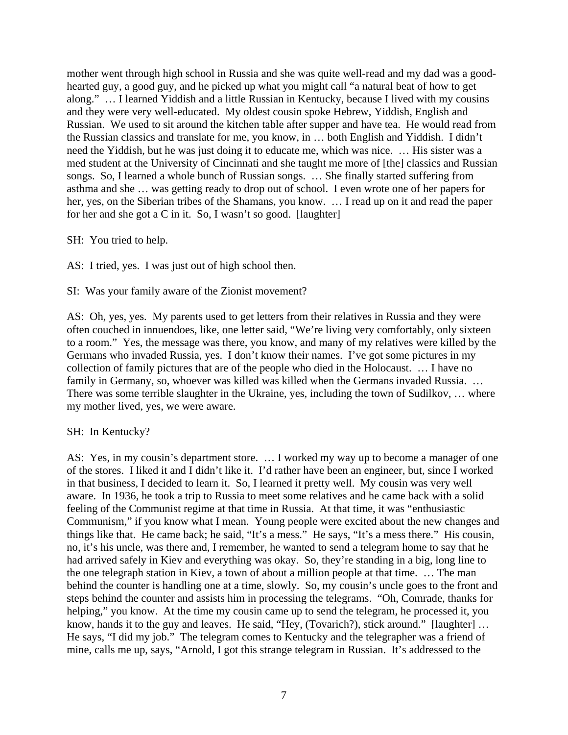mother went through high school in Russia and she was quite well-read and my dad was a good-hearted guy, a good guy, and he picked up what you might call "a natural beat of how to get along." … I learned Yiddish and a little Russian in Kentucky, because I lived with my cousins and they were very well-educated. My oldest cousin spoke Hebrew, Yiddish, English and Russian. We used to sit around the kitchen table after supper and have tea. He would read from the Russian classics and translate for me, you know, in … both English and Yiddish. I didn't need the Yiddish, but he was just doing it to educate me, which was nice. … His sister was a med student at the University of Cincinnati and she taught me more of [the] classics and Russian songs. So, I learned a whole bunch of Russian songs. … She finally started suffering from asthma and she … was getting ready to drop out of school. I even wrote one of her papers for her, yes, on the Siberian tribes of the Shamans, you know. … I read up on it and read the paper for her and she got a C in it. So, I wasn't so good. [laughter]

SH: You tried to help.

AS: I tried, yes. I was just out of high school then.

SI: Was your family aware of the Zionist movement?

AS: Oh, yes, yes. My parents used to get letters from their relatives in Russia and they were often couched in innuendoes, like, one letter said, "We're living very comfortably, only sixteen to a room." Yes, the message was there, you know, and many of my relatives were killed by the Germans who invaded Russia, yes. I don't know their names. I've got some pictures in my collection of family pictures that are of the people who died in the Holocaust. … I have no family in Germany, so, whoever was killed was killed when the Germans invaded Russia. … There was some terrible slaughter in the Ukraine, yes, including the town of Sudilkov, … where my mother lived, yes, we were aware.

SH: In Kentucky?

AS: Yes, in my cousin's department store. … I worked my way up to become a manager of one of the stores. I liked it and I didn't like it. I'd rather have been an engineer, but, since I worked in that business, I decided to learn it. So, I learned it pretty well. My cousin was very well aware. In 1936, he took a trip to Russia to meet some relatives and he came back with a solid feeling of the Communist regime at that time in Russia. At that time, it was "enthusiastic Communism," if you know what I mean. Young people were excited about the new changes and things like that. He came back; he said, "It's a mess." He says, "It's a mess there." His cousin, no, it's his uncle, was there and, I remember, he wanted to send a telegram home to say that he had arrived safely in Kiev and everything was okay. So, they're standing in a big, long line to the one telegraph station in Kiev, a town of about a million people at that time. … The man behind the counter is handling one at a time, slowly. So, my cousin's uncle goes to the front and steps behind the counter and assists him in processing the telegrams. "Oh, Comrade, thanks for helping," you know. At the time my cousin came up to send the telegram, he processed it, you know, hands it to the guy and leaves. He said, "Hey, (Tovarich?), stick around." [laughter] … He says, "I did my job." The telegram comes to Kentucky and the telegrapher was a friend of mine, calls me up, says, "Arnold, I got this strange telegram in Russian. It's addressed to the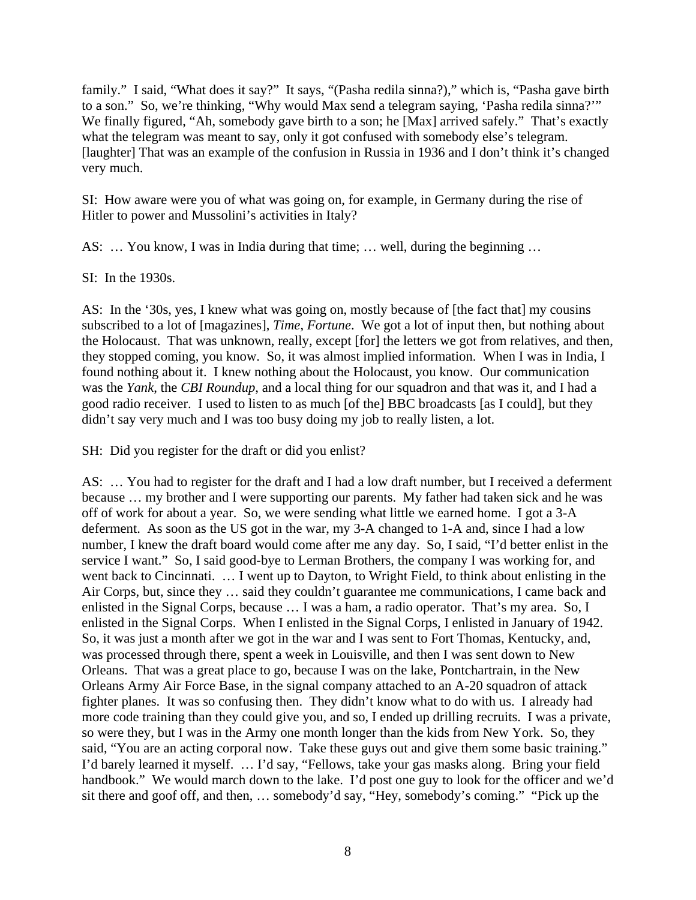family." I said, "What does it say?" It says, "(Pasha redila sinna?)," which is, "Pasha gave birth to a son." So, we're thinking, "Why would Max send a telegram saying, 'Pasha redila sinna?'" We finally figured, "Ah, somebody gave birth to a son; he [Max] arrived safely." That's exactly what the telegram was meant to say, only it got confused with somebody else's telegram. [laughter] That was an example of the confusion in Russia in 1936 and I don't think it's changed very much.

SI: How aware were you of what was going on, for example, in Germany during the rise of Hitler to power and Mussolini's activities in Italy?

AS: … You know, I was in India during that time; … well, during the beginning …

SI: In the 1930s.

AS: In the '30s, yes, I knew what was going on, mostly because of [the fact that] my cousins subscribed to a lot of [magazines], *Time*, *Fortune*. We got a lot of input then, but nothing about the Holocaust. That was unknown, really, except [for] the letters we got from relatives, and then, they stopped coming, you know. So, it was almost implied information. When I was in India, I found nothing about it. I knew nothing about the Holocaust, you know. Our communication was the *Yank*, the *CBI Roundup*, and a local thing for our squadron and that was it, and I had a good radio receiver. I used to listen to as much [of the] BBC broadcasts [as I could], but they didn't say very much and I was too busy doing my job to really listen, a lot.

SH: Did you register for the draft or did you enlist?

AS: … You had to register for the draft and I had a low draft number, but I received a deferment because … my brother and I were supporting our parents. My father had taken sick and he was off of work for about a year. So, we were sending what little we earned home. I got a 3-A deferment. As soon as the US got in the war, my 3-A changed to 1-A and, since I had a low number, I knew the draft board would come after me any day. So, I said, "I'd better enlist in the service I want." So, I said good-bye to Lerman Brothers, the company I was working for, and went back to Cincinnati. … I went up to Dayton, to Wright Field, to think about enlisting in the Air Corps, but, since they … said they couldn't guarantee me communications, I came back and enlisted in the Signal Corps, because … I was a ham, a radio operator. That's my area. So, I enlisted in the Signal Corps. When I enlisted in the Signal Corps, I enlisted in January of 1942. So, it was just a month after we got in the war and I was sent to Fort Thomas, Kentucky, and, was processed through there, spent a week in Louisville, and then I was sent down to New Orleans. That was a great place to go, because I was on the lake, Pontchartrain, in the New Orleans Army Air Force Base, in the signal company attached to an A-20 squadron of attack fighter planes. It was so confusing then. They didn't know what to do with us. I already had more code training than they could give you, and so, I ended up drilling recruits. I was a private, so were they, but I was in the Army one month longer than the kids from New York. So, they said, "You are an acting corporal now. Take these guys out and give them some basic training." I'd barely learned it myself. … I'd say, "Fellows, take your gas masks along. Bring your field handbook." We would march down to the lake. I'd post one guy to look for the officer and we'd sit there and goof off, and then, … somebody'd say, "Hey, somebody's coming." "Pick up the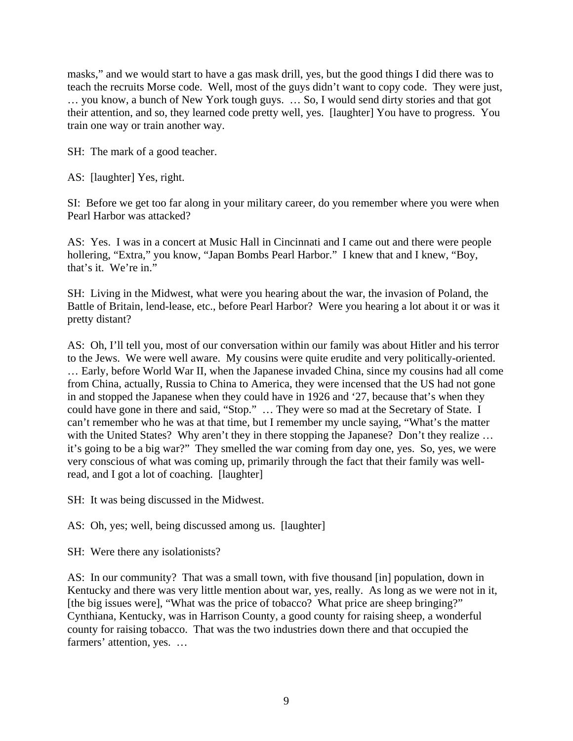masks," and we would start to have a gas mask drill, yes, but the good things I did there was to teach the recruits Morse code. Well, most of the guys didn't want to copy code. They were just, … you know, a bunch of New York tough guys. … So, I would send dirty stories and that got their attention, and so, they learned code pretty well, yes. [laughter] You have to progress. You train one way or train another way.

SH: The mark of a good teacher.

AS: [laughter] Yes, right.

SI: Before we get too far along in your military career, do you remember where you were when Pearl Harbor was attacked?

AS: Yes. I was in a concert at Music Hall in Cincinnati and I came out and there were people hollering, "Extra," you know, "Japan Bombs Pearl Harbor." I knew that and I knew, "Boy, that's it. We're in."

SH: Living in the Midwest, what were you hearing about the war, the invasion of Poland, the Battle of Britain, lend-lease, etc., before Pearl Harbor? Were you hearing a lot about it or was it pretty distant?

AS: Oh, I'll tell you, most of our conversation within our family was about Hitler and his terror to the Jews. We were well aware. My cousins were quite erudite and very politically-oriented. … Early, before World War II, when the Japanese invaded China, since my cousins had all come from China, actually, Russia to China to America, they were incensed that the US had not gone in and stopped the Japanese when they could have in 1926 and '27, because that's when they could have gone in there and said, "Stop." … They were so mad at the Secretary of State. I can't remember who he was at that time, but I remember my uncle saying, "What's the matter with the United States? Why aren't they in there stopping the Japanese? Don't they realize … it's going to be a big war?" They smelled the war coming from day one, yes. So, yes, we were very conscious of what was coming up, primarily through the fact that their family was well-read, and I got a lot of coaching. [laughter]

SH: It was being discussed in the Midwest.

AS: Oh, yes; well, being discussed among us. [laughter]

SH: Were there any isolationists?

AS: In our community? That was a small town, with five thousand [in] population, down in Kentucky and there was very little mention about war, yes, really. As long as we were not in it, [the big issues were], "What was the price of tobacco? What price are sheep bringing?" Cynthiana, Kentucky, was in Harrison County, a good county for raising sheep, a wonderful county for raising tobacco. That was the two industries down there and that occupied the farmers' attention, yes. …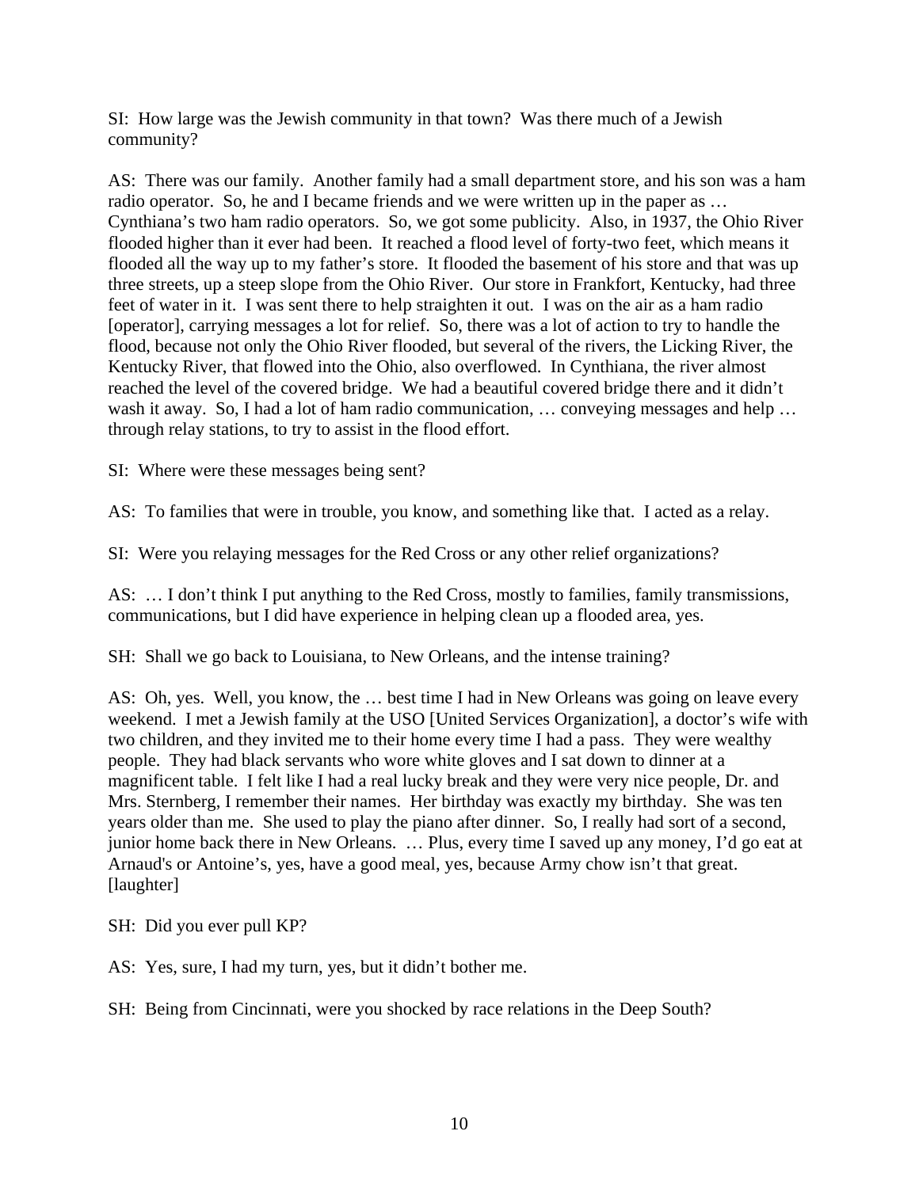SI: How large was the Jewish community in that town? Was there much of a Jewish community?

AS: There was our family. Another family had a small department store, and his son was a ham radio operator. So, he and I became friends and we were written up in the paper as … Cynthiana's two ham radio operators. So, we got some publicity. Also, in 1937, the Ohio River flooded higher than it ever had been. It reached a flood level of forty-two feet, which means it flooded all the way up to my father's store. It flooded the basement of his store and that was up three streets, up a steep slope from the Ohio River. Our store in Frankfort, Kentucky, had three feet of water in it. I was sent there to help straighten it out. I was on the air as a ham radio [operator], carrying messages a lot for relief. So, there was a lot of action to try to handle the flood, because not only the Ohio River flooded, but several of the rivers, the Licking River, the Kentucky River, that flowed into the Ohio, also overflowed. In Cynthiana, the river almost reached the level of the covered bridge. We had a beautiful covered bridge there and it didn't wash it away. So, I had a lot of ham radio communication, … conveying messages and help … through relay stations, to try to assist in the flood effort.

SI: Where were these messages being sent?

AS: To families that were in trouble, you know, and something like that. I acted as a relay.

SI: Were you relaying messages for the Red Cross or any other relief organizations?

AS: … I don't think I put anything to the Red Cross, mostly to families, family transmissions, communications, but I did have experience in helping clean up a flooded area, yes.

SH: Shall we go back to Louisiana, to New Orleans, and the intense training?

AS: Oh, yes. Well, you know, the … best time I had in New Orleans was going on leave every weekend. I met a Jewish family at the USO [United Services Organization], a doctor's wife with two children, and they invited me to their home every time I had a pass. They were wealthy people. They had black servants who wore white gloves and I sat down to dinner at a magnificent table. I felt like I had a real lucky break and they were very nice people, Dr. and Mrs. Sternberg, I remember their names. Her birthday was exactly my birthday. She was ten years older than me. She used to play the piano after dinner. So, I really had sort of a second, junior home back there in New Orleans. … Plus, every time I saved up any money, I'd go eat at Arnaud's or Antoine's, yes, have a good meal, yes, because Army chow isn't that great. [laughter]

SH: Did you ever pull KP?

AS: Yes, sure, I had my turn, yes, but it didn't bother me.

SH: Being from Cincinnati, were you shocked by race relations in the Deep South?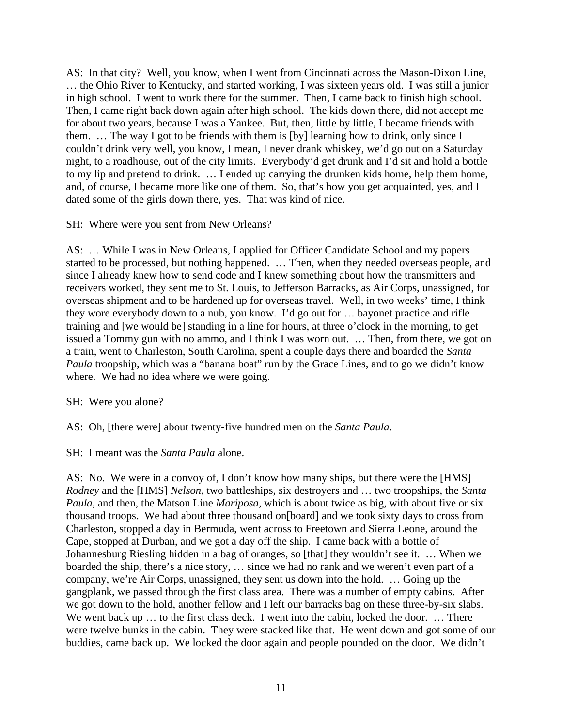AS: In that city? Well, you know, when I went from Cincinnati across the Mason-Dixon Line, … the Ohio River to Kentucky, and started working, I was sixteen years old. I was still a junior in high school. I went to work there for the summer. Then, I came back to finish high school. Then, I came right back down again after high school. The kids down there, did not accept me for about two years, because I was a Yankee. But, then, little by little, I became friends with them. … The way I got to be friends with them is [by] learning how to drink, only since I couldn't drink very well, you know, I mean, I never drank whiskey, we'd go out on a Saturday night, to a roadhouse, out of the city limits. Everybody'd get drunk and I'd sit and hold a bottle to my lip and pretend to drink. … I ended up carrying the drunken kids home, help them home, and, of course, I became more like one of them. So, that's how you get acquainted, yes, and I dated some of the girls down there, yes. That was kind of nice.

SH: Where were you sent from New Orleans?

AS: … While I was in New Orleans, I applied for Officer Candidate School and my papers started to be processed, but nothing happened. … Then, when they needed overseas people, and since I already knew how to send code and I knew something about how the transmitters and receivers worked, they sent me to St. Louis, to Jefferson Barracks, as Air Corps, unassigned, for overseas shipment and to be hardened up for overseas travel. Well, in two weeks' time, I think they wore everybody down to a nub, you know. I'd go out for … bayonet practice and rifle training and [we would be] standing in a line for hours, at three o'clock in the morning, to get issued a Tommy gun with no ammo, and I think I was worn out. … Then, from there, we got on a train, went to Charleston, South Carolina, spent a couple days there and boarded the *Santa Paula* troopship, which was a "banana boat" run by the Grace Lines, and to go we didn't know where. We had no idea where we were going.

SH: Were you alone?

AS: Oh, [there were] about twenty-five hundred men on the *Santa Paula*.

SH: I meant was the *Santa Paula* alone.

AS: No. We were in a convoy of, I don't know how many ships, but there were the [HMS] *Rodney* and the [HMS] *Nelson*, two battleships, six destroyers and … two troopships, the *Santa Paula*, and then, the Matson Line *Mariposa*, which is about twice as big, with about five or six thousand troops. We had about three thousand on[board] and we took sixty days to cross from Charleston, stopped a day in Bermuda, went across to Freetown and Sierra Leone, around the Cape, stopped at Durban, and we got a day off the ship. I came back with a bottle of Johannesburg Riesling hidden in a bag of oranges, so [that] they wouldn't see it. … When we boarded the ship, there's a nice story, … since we had no rank and we weren't even part of a company, we're Air Corps, unassigned, they sent us down into the hold. … Going up the gangplank, we passed through the first class area. There was a number of empty cabins. After we got down to the hold, another fellow and I left our barracks bag on these three-by-six slabs. We went back up … to the first class deck. I went into the cabin, locked the door. … There were twelve bunks in the cabin. They were stacked like that. He went down and got some of our buddies, came back up. We locked the door again and people pounded on the door. We didn't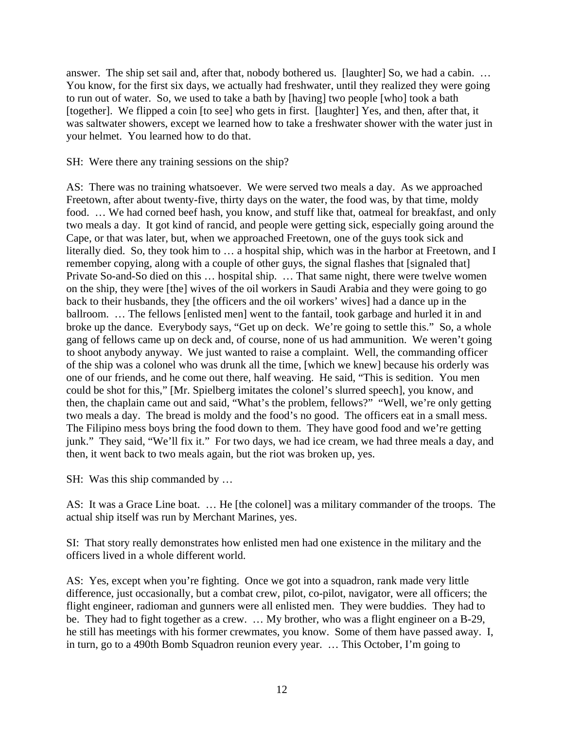answer. The ship set sail and, after that, nobody bothered us. [laughter] So, we had a cabin. … You know, for the first six days, we actually had freshwater, until they realized they were going to run out of water. So, we used to take a bath by [having] two people [who] took a bath [together]. We flipped a coin [to see] who gets in first. [laughter] Yes, and then, after that, it was saltwater showers, except we learned how to take a freshwater shower with the water just in your helmet. You learned how to do that.

SH: Were there any training sessions on the ship?

AS: There was no training whatsoever. We were served two meals a day. As we approached Freetown, after about twenty-five, thirty days on the water, the food was, by that time, moldy food. … We had corned beef hash, you know, and stuff like that, oatmeal for breakfast, and only two meals a day. It got kind of rancid, and people were getting sick, especially going around the Cape, or that was later, but, when we approached Freetown, one of the guys took sick and literally died. So, they took him to … a hospital ship, which was in the harbor at Freetown, and I remember copying, along with a couple of other guys, the signal flashes that [signaled that] Private So-and-So died on this … hospital ship. … That same night, there were twelve women on the ship, they were [the] wives of the oil workers in Saudi Arabia and they were going to go back to their husbands, they [the officers and the oil workers' wives] had a dance up in the ballroom. … The fellows [enlisted men] went to the fantail, took garbage and hurled it in and broke up the dance. Everybody says, "Get up on deck. We're going to settle this." So, a whole gang of fellows came up on deck and, of course, none of us had ammunition. We weren't going to shoot anybody anyway. We just wanted to raise a complaint. Well, the commanding officer of the ship was a colonel who was drunk all the time, [which we knew] because his orderly was one of our friends, and he come out there, half weaving. He said, "This is sedition. You men could be shot for this," [Mr. Spielberg imitates the colonel's slurred speech], you know, and then, the chaplain came out and said, "What's the problem, fellows?" "Well, we're only getting two meals a day. The bread is moldy and the food's no good. The officers eat in a small mess. The Filipino mess boys bring the food down to them. They have good food and we're getting junk." They said, "We'll fix it." For two days, we had ice cream, we had three meals a day, and then, it went back to two meals again, but the riot was broken up, yes.

SH: Was this ship commanded by …

AS: It was a Grace Line boat. … He [the colonel] was a military commander of the troops. The actual ship itself was run by Merchant Marines, yes.

SI: That story really demonstrates how enlisted men had one existence in the military and the officers lived in a whole different world.

AS: Yes, except when you're fighting. Once we got into a squadron, rank made very little difference, just occasionally, but a combat crew, pilot, co-pilot, navigator, were all officers; the flight engineer, radioman and gunners were all enlisted men. They were buddies. They had to be. They had to fight together as a crew. … My brother, who was a flight engineer on a B-29, he still has meetings with his former crewmates, you know. Some of them have passed away. I, in turn, go to a 490th Bomb Squadron reunion every year. … This October, I'm going to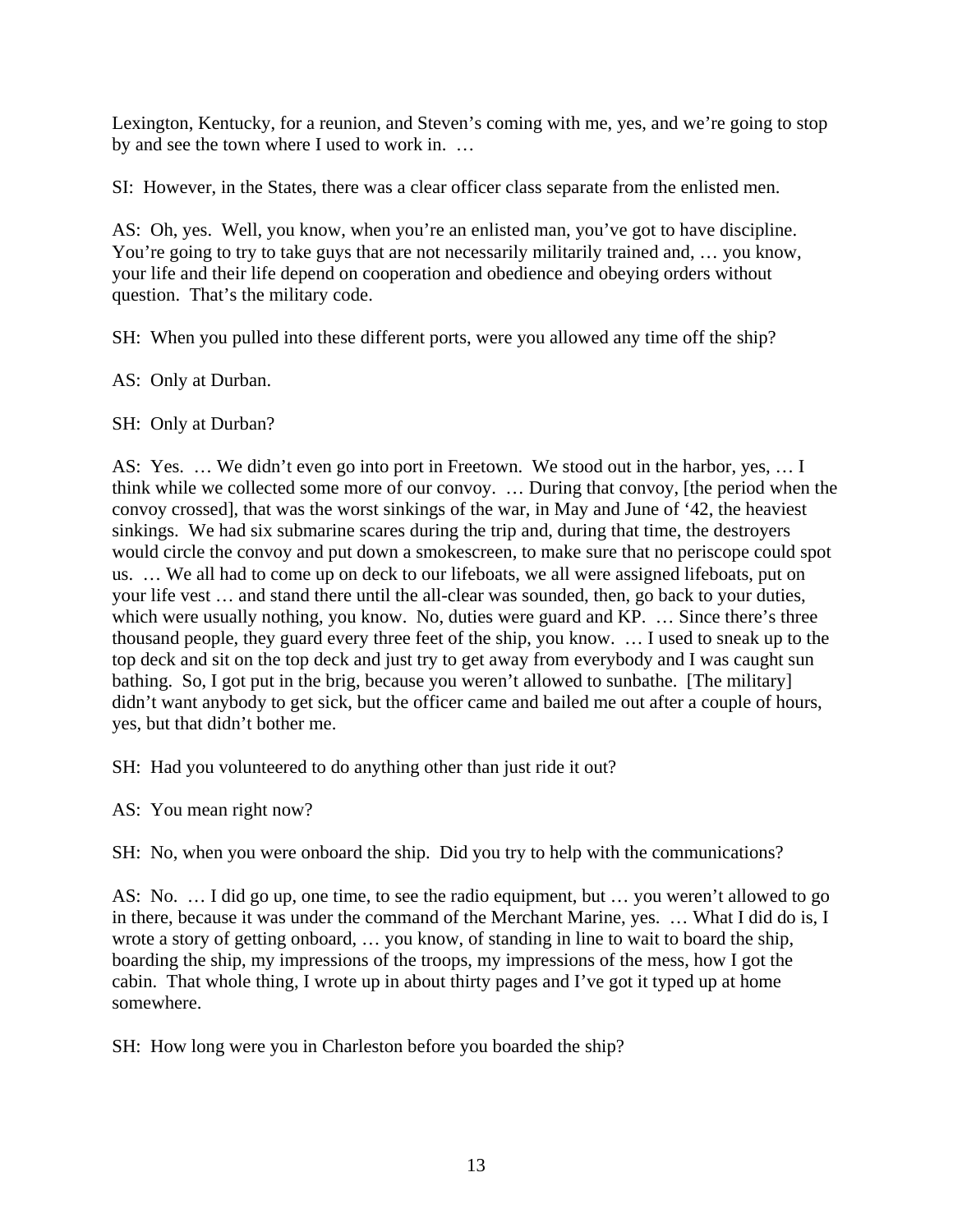Lexington, Kentucky, for a reunion, and Steven's coming with me, yes, and we're going to stop by and see the town where I used to work in. …

SI: However, in the States, there was a clear officer class separate from the enlisted men.

AS: Oh, yes. Well, you know, when you're an enlisted man, you've got to have discipline. You're going to try to take guys that are not necessarily militarily trained and, … you know, your life and their life depend on cooperation and obedience and obeying orders without question. That's the military code.

SH: When you pulled into these different ports, were you allowed any time off the ship?

AS: Only at Durban.

SH: Only at Durban?

AS: Yes. … We didn't even go into port in Freetown. We stood out in the harbor, yes, … I think while we collected some more of our convoy. … During that convoy, [the period when the convoy crossed], that was the worst sinkings of the war, in May and June of '42, the heaviest sinkings. We had six submarine scares during the trip and, during that time, the destroyers would circle the convoy and put down a smokescreen, to make sure that no periscope could spot us. … We all had to come up on deck to our lifeboats, we all were assigned lifeboats, put on your life vest … and stand there until the all-clear was sounded, then, go back to your duties, which were usually nothing, you know. No, duties were guard and KP. … Since there's three thousand people, they guard every three feet of the ship, you know. … I used to sneak up to the top deck and sit on the top deck and just try to get away from everybody and I was caught sun bathing. So, I got put in the brig, because you weren't allowed to sunbathe. [The military] didn't want anybody to get sick, but the officer came and bailed me out after a couple of hours, yes, but that didn't bother me.

SH: Had you volunteered to do anything other than just ride it out?

AS: You mean right now?

SH: No, when you were onboard the ship. Did you try to help with the communications?

AS: No. … I did go up, one time, to see the radio equipment, but … you weren't allowed to go in there, because it was under the command of the Merchant Marine, yes. … What I did do is, I wrote a story of getting onboard, … you know, of standing in line to wait to board the ship, boarding the ship, my impressions of the troops, my impressions of the mess, how I got the cabin. That whole thing, I wrote up in about thirty pages and I've got it typed up at home somewhere.

SH: How long were you in Charleston before you boarded the ship?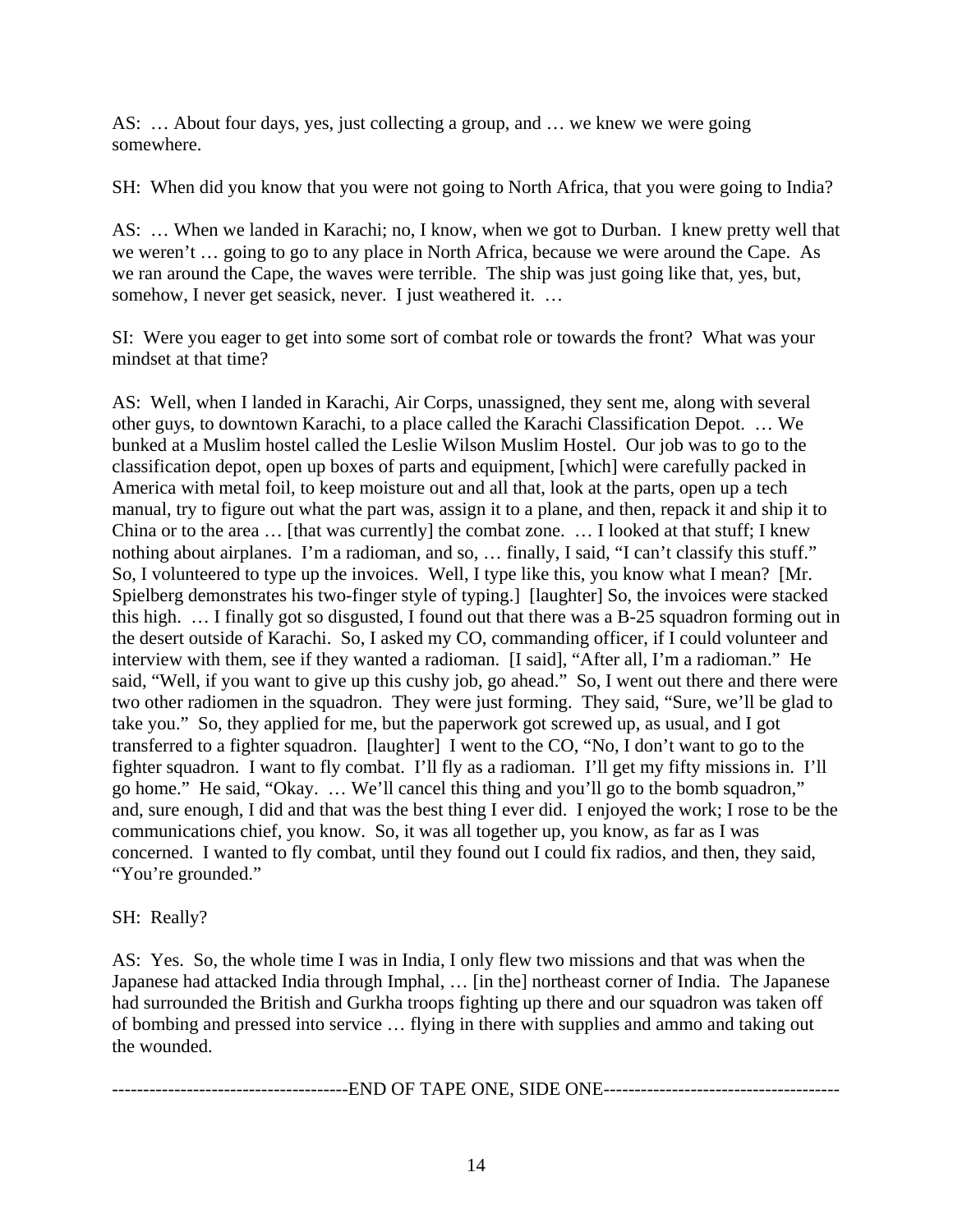AS: … About four days, yes, just collecting a group, and … we knew we were going somewhere.

SH: When did you know that you were not going to North Africa, that you were going to India?

AS: … When we landed in Karachi; no, I know, when we got to Durban. I knew pretty well that we weren't … going to go to any place in North Africa, because we were around the Cape. As we ran around the Cape, the waves were terrible. The ship was just going like that, yes, but, somehow, I never get seasick, never. I just weathered it. …

SI: Were you eager to get into some sort of combat role or towards the front? What was your mindset at that time?

AS: Well, when I landed in Karachi, Air Corps, unassigned, they sent me, along with several other guys, to downtown Karachi, to a place called the Karachi Classification Depot. … We bunked at a Muslim hostel called the Leslie Wilson Muslim Hostel. Our job was to go to the classification depot, open up boxes of parts and equipment, [which] were carefully packed in America with metal foil, to keep moisture out and all that, look at the parts, open up a tech manual, try to figure out what the part was, assign it to a plane, and then, repack it and ship it to China or to the area … [that was currently] the combat zone. … I looked at that stuff; I knew nothing about airplanes. I'm a radioman, and so, … finally, I said, "I can't classify this stuff." So, I volunteered to type up the invoices. Well, I type like this, you know what I mean? [Mr. Spielberg demonstrates his two-finger style of typing.] [laughter] So, the invoices were stacked this high. … I finally got so disgusted, I found out that there was a B-25 squadron forming out in the desert outside of Karachi. So, I asked my CO, commanding officer, if I could volunteer and interview with them, see if they wanted a radioman. [I said], "After all, I'm a radioman." He said, "Well, if you want to give up this cushy job, go ahead." So, I went out there and there were two other radiomen in the squadron. They were just forming. They said, "Sure, we'll be glad to take you." So, they applied for me, but the paperwork got screwed up, as usual, and I got transferred to a fighter squadron. [laughter] I went to the CO, "No, I don't want to go to the fighter squadron. I want to fly combat. I'll fly as a radioman. I'll get my fifty missions in. I'll go home." He said, "Okay. … We'll cancel this thing and you'll go to the bomb squadron," and, sure enough, I did and that was the best thing I ever did. I enjoyed the work; I rose to be the communications chief, you know. So, it was all together up, you know, as far as I was concerned. I wanted to fly combat, until they found out I could fix radios, and then, they said, "You're grounded."

SH: Really?

AS: Yes. So, the whole time I was in India, I only flew two missions and that was when the Japanese had attacked India through Imphal, … [in the] northeast corner of India. The Japanese had surrounded the British and Gurkha troops fighting up there and our squadron was taken off of bombing and pressed into service … flying in there with supplies and ammo and taking out the wounded.

-------------------------------------END OF TAPE ONE, SIDE ONE-------------------------------------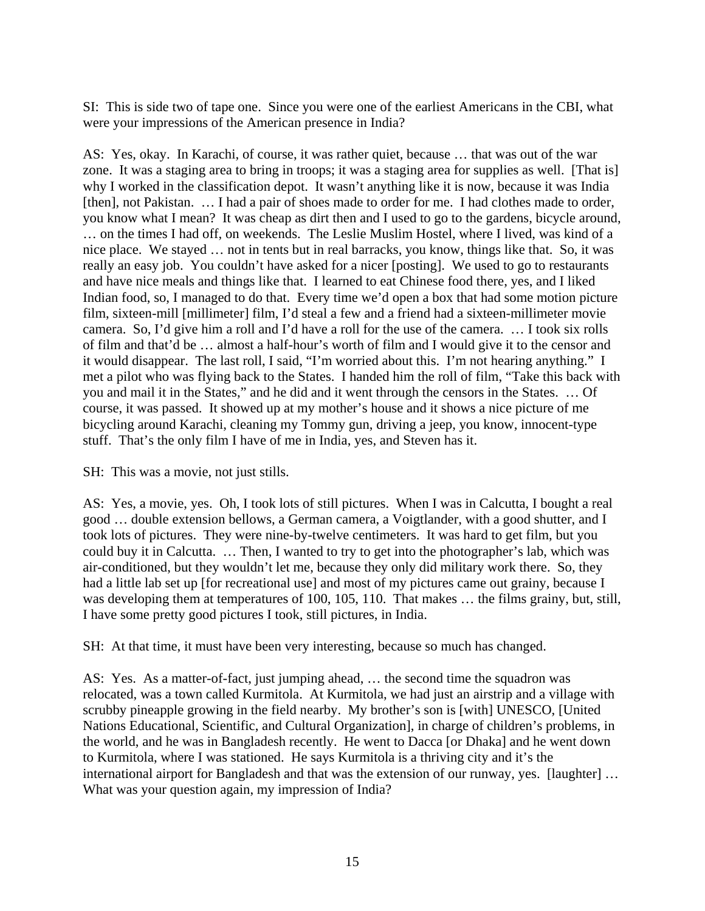SI: This is side two of tape one. Since you were one of the earliest Americans in the CBI, what were your impressions of the American presence in India?

AS: Yes, okay. In Karachi, of course, it was rather quiet, because … that was out of the war zone. It was a staging area to bring in troops; it was a staging area for supplies as well. [That is] why I worked in the classification depot. It wasn't anything like it is now, because it was India [then], not Pakistan. … I had a pair of shoes made to order for me. I had clothes made to order, you know what I mean? It was cheap as dirt then and I used to go to the gardens, bicycle around, … on the times I had off, on weekends. The Leslie Muslim Hostel, where I lived, was kind of a nice place. We stayed … not in tents but in real barracks, you know, things like that. So, it was really an easy job. You couldn't have asked for a nicer [posting]. We used to go to restaurants and have nice meals and things like that. I learned to eat Chinese food there, yes, and I liked Indian food, so, I managed to do that. Every time we'd open a box that had some motion picture film, sixteen-mill [millimeter] film, I'd steal a few and a friend had a sixteen-millimeter movie camera. So, I'd give him a roll and I'd have a roll for the use of the camera. … I took six rolls of film and that'd be … almost a half-hour's worth of film and I would give it to the censor and it would disappear. The last roll, I said, "I'm worried about this. I'm not hearing anything." I met a pilot who was flying back to the States. I handed him the roll of film, "Take this back with you and mail it in the States," and he did and it went through the censors in the States. … Of course, it was passed. It showed up at my mother's house and it shows a nice picture of me bicycling around Karachi, cleaning my Tommy gun, driving a jeep, you know, innocent-type stuff. That's the only film I have of me in India, yes, and Steven has it.

SH: This was a movie, not just stills.

AS: Yes, a movie, yes. Oh, I took lots of still pictures. When I was in Calcutta, I bought a real good … double extension bellows, a German camera, a Voigtlander, with a good shutter, and I took lots of pictures. They were nine-by-twelve centimeters. It was hard to get film, but you could buy it in Calcutta. … Then, I wanted to try to get into the photographer's lab, which was air-conditioned, but they wouldn't let me, because they only did military work there. So, they had a little lab set up [for recreational use] and most of my pictures came out grainy, because I was developing them at temperatures of 100, 105, 110. That makes … the films grainy, but, still, I have some pretty good pictures I took, still pictures, in India.

SH: At that time, it must have been very interesting, because so much has changed.

AS: Yes. As a matter-of-fact, just jumping ahead, … the second time the squadron was relocated, was a town called Kurmitola. At Kurmitola, we had just an airstrip and a village with scrubby pineapple growing in the field nearby. My brother's son is [with] UNESCO, [United Nations Educational, Scientific, and Cultural Organization], in charge of children's problems, in the world, and he was in Bangladesh recently. He went to Dacca [or Dhaka] and he went down to Kurmitola, where I was stationed. He says Kurmitola is a thriving city and it's the international airport for Bangladesh and that was the extension of our runway, yes. [laughter] … What was your question again, my impression of India?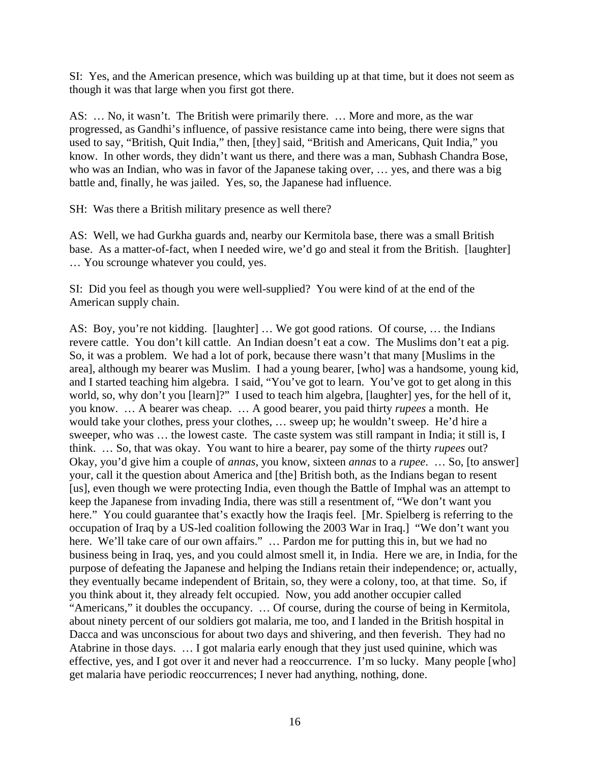SI: Yes, and the American presence, which was building up at that time, but it does not seem as though it was that large when you first got there.

AS: … No, it wasn't. The British were primarily there. … More and more, as the war progressed, as Gandhi's influence, of passive resistance came into being, there were signs that used to say, "British, Quit India," then, [they] said, "British and Americans, Quit India," you know. In other words, they didn't want us there, and there was a man, Subhash Chandra Bose, who was an Indian, who was in favor of the Japanese taking over, … yes, and there was a big battle and, finally, he was jailed. Yes, so, the Japanese had influence.

SH: Was there a British military presence as well there?

AS: Well, we had Gurkha guards and, nearby our Kermitola base, there was a small British base. As a matter-of-fact, when I needed wire, we'd go and steal it from the British. [laughter] … You scrounge whatever you could, yes.

SI: Did you feel as though you were well-supplied? You were kind of at the end of the American supply chain.

AS: Boy, you're not kidding. [laughter] … We got good rations. Of course, … the Indians revere cattle. You don't kill cattle. An Indian doesn't eat a cow. The Muslims don't eat a pig. So, it was a problem. We had a lot of pork, because there wasn't that many [Muslims in the area], although my bearer was Muslim. I had a young bearer, [who] was a handsome, young kid, and I started teaching him algebra. I said, "You've got to learn. You've got to get along in this world, so, why don't you [learn]?" I used to teach him algebra, [laughter] yes, for the hell of it, you know. … A bearer was cheap. … A good bearer, you paid thirty *rupees* a month. He would take your clothes, press your clothes, … sweep up; he wouldn't sweep. He'd hire a sweeper, who was … the lowest caste. The caste system was still rampant in India; it still is, I think. … So, that was okay. You want to hire a bearer, pay some of the thirty *rupees* out? Okay, you'd give him a couple of *annas*, you know, sixteen *annas* to a *rupee*. … So, [to answer] your, call it the question about America and [the] British both, as the Indians began to resent [us], even though we were protecting India, even though the Battle of Imphal was an attempt to keep the Japanese from invading India, there was still a resentment of, "We don't want you here." You could guarantee that's exactly how the Iraqis feel. [Mr. Spielberg is referring to the occupation of Iraq by a US-led coalition following the 2003 War in Iraq.] "We don't want you here. We'll take care of our own affairs." … Pardon me for putting this in, but we had no business being in Iraq, yes, and you could almost smell it, in India. Here we are, in India, for the purpose of defeating the Japanese and helping the Indians retain their independence; or, actually, they eventually became independent of Britain, so, they were a colony, too, at that time. So, if you think about it, they already felt occupied. Now, you add another occupier called "Americans," it doubles the occupancy. … Of course, during the course of being in Kermitola, about ninety percent of our soldiers got malaria, me too, and I landed in the British hospital in Dacca and was unconscious for about two days and shivering, and then feverish. They had no Atabrine in those days. … I got malaria early enough that they just used quinine, which was effective, yes, and I got over it and never had a reoccurrence. I'm so lucky. Many people [who] get malaria have periodic reoccurrences; I never had anything, nothing, done.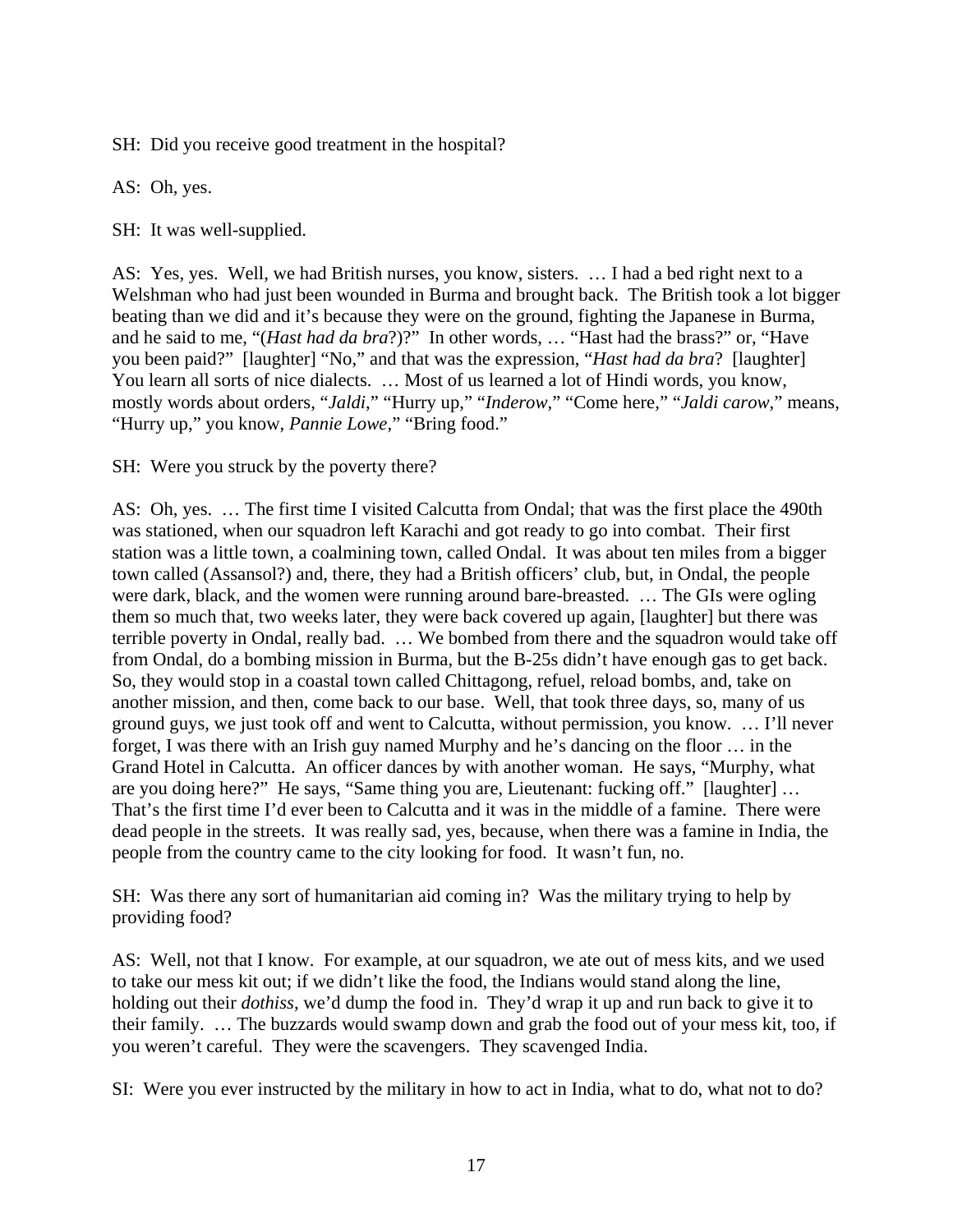SH: Did you receive good treatment in the hospital?

AS: Oh, yes.

SH: It was well-supplied.

AS: Yes, yes. Well, we had British nurses, you know, sisters. … I had a bed right next to a Welshman who had just been wounded in Burma and brought back. The British took a lot bigger beating than we did and it's because they were on the ground, fighting the Japanese in Burma, and he said to me, "(*Hast had da bra*?)?" In other words, … "Hast had the brass?" or, "Have you been paid?" [laughter] "No," and that was the expression, "*Hast had da bra*? [laughter] You learn all sorts of nice dialects. … Most of us learned a lot of Hindi words, you know, mostly words about orders, "*Jaldi*," "Hurry up," "*Inderow*," "Come here," "*Jaldi carow*," means, "Hurry up," you know, *Pannie Lowe*," "Bring food."

SH: Were you struck by the poverty there?

AS: Oh, yes. … The first time I visited Calcutta from Ondal; that was the first place the 490th was stationed, when our squadron left Karachi and got ready to go into combat. Their first station was a little town, a coalmining town, called Ondal. It was about ten miles from a bigger town called (Assansol?) and, there, they had a British officers' club, but, in Ondal, the people were dark, black, and the women were running around bare-breasted. … The GIs were ogling them so much that, two weeks later, they were back covered up again, [laughter] but there was terrible poverty in Ondal, really bad. … We bombed from there and the squadron would take off from Ondal, do a bombing mission in Burma, but the B-25s didn't have enough gas to get back. So, they would stop in a coastal town called Chittagong, refuel, reload bombs, and, take on another mission, and then, come back to our base. Well, that took three days, so, many of us ground guys, we just took off and went to Calcutta, without permission, you know. … I'll never forget, I was there with an Irish guy named Murphy and he's dancing on the floor … in the Grand Hotel in Calcutta. An officer dances by with another woman. He says, "Murphy, what are you doing here?" He says, "Same thing you are, Lieutenant: fucking off." [laughter] … That's the first time I'd ever been to Calcutta and it was in the middle of a famine. There were dead people in the streets. It was really sad, yes, because, when there was a famine in India, the people from the country came to the city looking for food. It wasn't fun, no.

SH: Was there any sort of humanitarian aid coming in? Was the military trying to help by providing food?

AS: Well, not that I know. For example, at our squadron, we ate out of mess kits, and we used to take our mess kit out; if we didn't like the food, the Indians would stand along the line, holding out their *dothiss*, we'd dump the food in. They'd wrap it up and run back to give it to their family. … The buzzards would swamp down and grab the food out of your mess kit, too, if you weren't careful. They were the scavengers. They scavenged India.

SI: Were you ever instructed by the military in how to act in India, what to do, what not to do?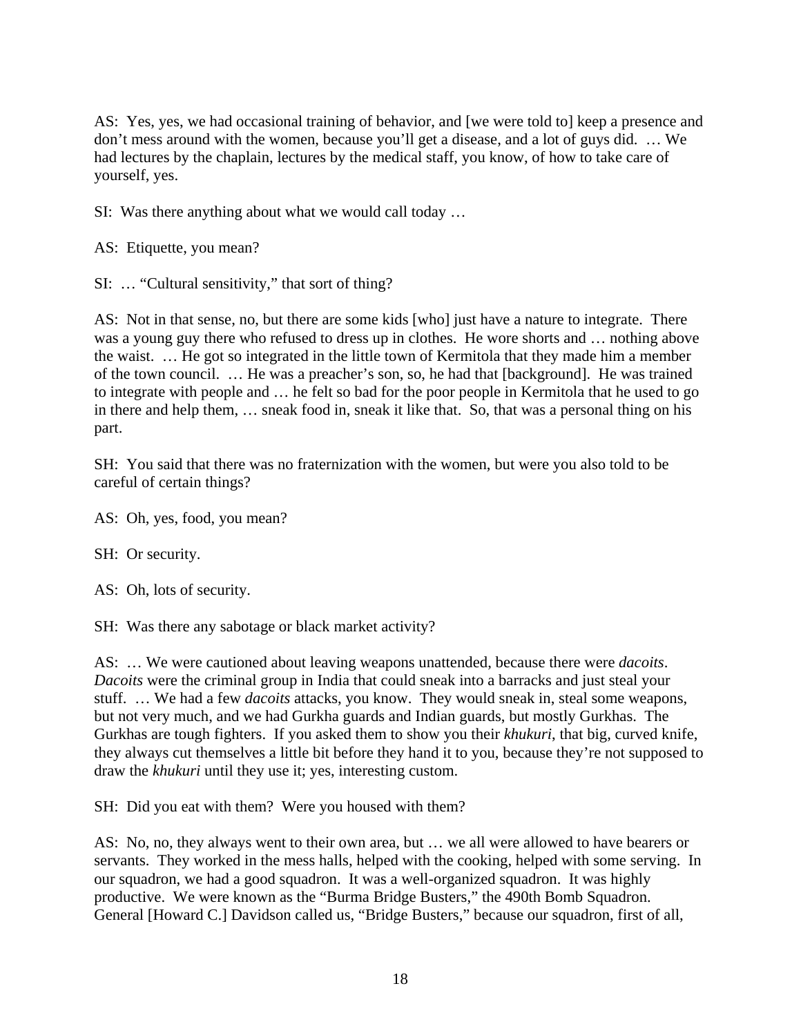AS: Yes, yes, we had occasional training of behavior, and [we were told to] keep a presence and don't mess around with the women, because you'll get a disease, and a lot of guys did. … We had lectures by the chaplain, lectures by the medical staff, you know, of how to take care of yourself, yes.

SI: Was there anything about what we would call today …

AS: Etiquette, you mean?

SI: … "Cultural sensitivity," that sort of thing?

AS: Not in that sense, no, but there are some kids [who] just have a nature to integrate. There was a young guy there who refused to dress up in clothes. He wore shorts and … nothing above the waist. … He got so integrated in the little town of Kermitola that they made him a member of the town council. … He was a preacher's son, so, he had that [background]. He was trained to integrate with people and … he felt so bad for the poor people in Kermitola that he used to go in there and help them, … sneak food in, sneak it like that. So, that was a personal thing on his part.

SH: You said that there was no fraternization with the women, but were you also told to be careful of certain things?

AS: Oh, yes, food, you mean?

SH: Or security.

AS: Oh, lots of security.

SH: Was there any sabotage or black market activity?

AS: … We were cautioned about leaving weapons unattended, because there were *dacoits*. *Dacoits* were the criminal group in India that could sneak into a barracks and just steal your stuff. … We had a few *dacoits* attacks, you know. They would sneak in, steal some weapons, but not very much, and we had Gurkha guards and Indian guards, but mostly Gurkhas. The Gurkhas are tough fighters. If you asked them to show you their *khukuri*, that big, curved knife, they always cut themselves a little bit before they hand it to you, because they're not supposed to draw the *khukuri* until they use it; yes, interesting custom.

SH: Did you eat with them? Were you housed with them?

AS: No, no, they always went to their own area, but … we all were allowed to have bearers or servants. They worked in the mess halls, helped with the cooking, helped with some serving. In our squadron, we had a good squadron. It was a well-organized squadron. It was highly productive. We were known as the "Burma Bridge Busters," the 490th Bomb Squadron. General [Howard C.] Davidson called us, "Bridge Busters," because our squadron, first of all,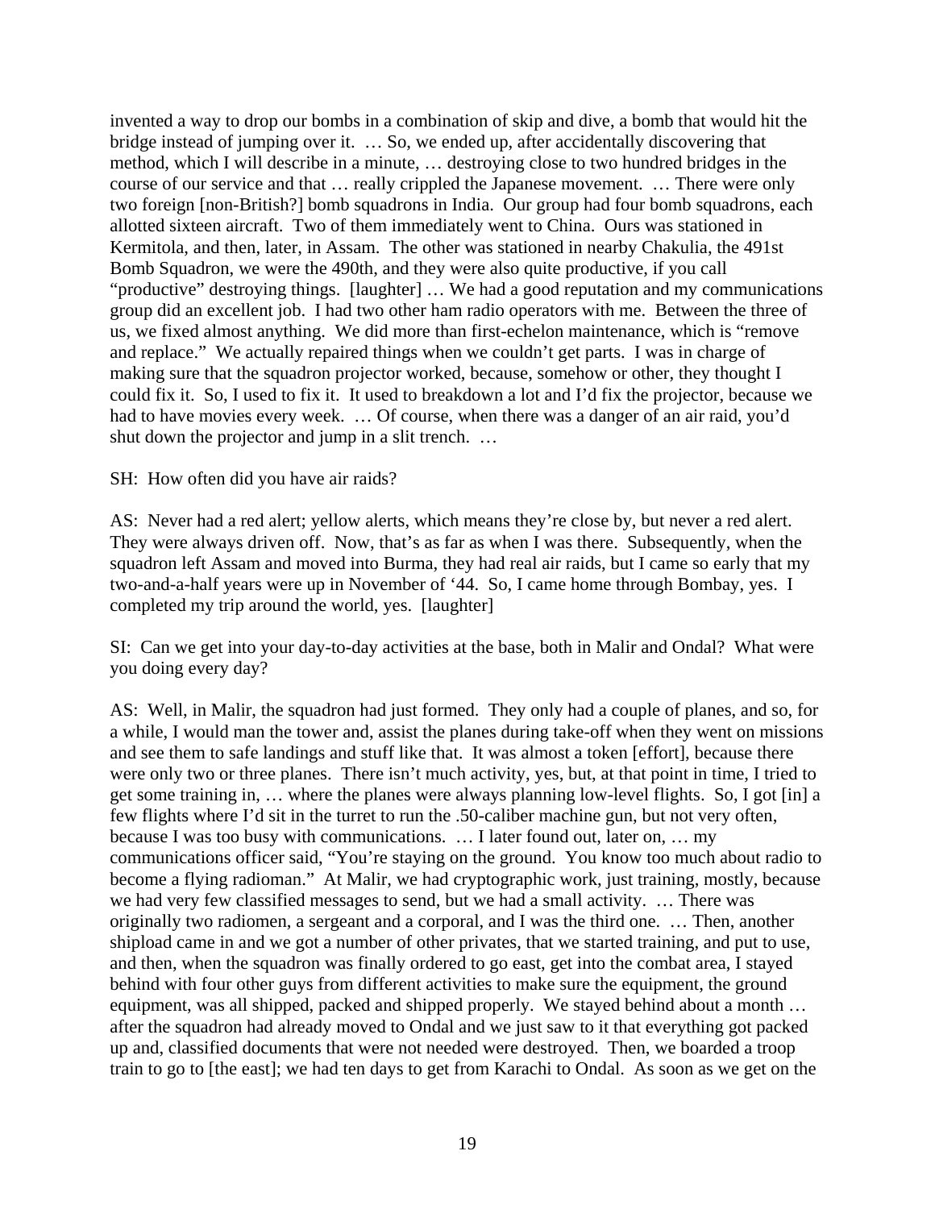invented a way to drop our bombs in a combination of skip and dive, a bomb that would hit the bridge instead of jumping over it. … So, we ended up, after accidentally discovering that method, which I will describe in a minute, … destroying close to two hundred bridges in the course of our service and that … really crippled the Japanese movement. … There were only two foreign [non-British?] bomb squadrons in India. Our group had four bomb squadrons, each allotted sixteen aircraft. Two of them immediately went to China. Ours was stationed in Kermitola, and then, later, in Assam. The other was stationed in nearby Chakulia, the 491st Bomb Squadron, we were the 490th, and they were also quite productive, if you call "productive" destroying things. [laughter] … We had a good reputation and my communications group did an excellent job. I had two other ham radio operators with me. Between the three of us, we fixed almost anything. We did more than first-echelon maintenance, which is "remove and replace." We actually repaired things when we couldn't get parts. I was in charge of making sure that the squadron projector worked, because, somehow or other, they thought I could fix it. So, I used to fix it. It used to breakdown a lot and I'd fix the projector, because we had to have movies every week. … Of course, when there was a danger of an air raid, you'd shut down the projector and jump in a slit trench. …

SH: How often did you have air raids?

AS: Never had a red alert; yellow alerts, which means they're close by, but never a red alert. They were always driven off. Now, that's as far as when I was there. Subsequently, when the squadron left Assam and moved into Burma, they had real air raids, but I came so early that my two-and-a-half years were up in November of '44. So, I came home through Bombay, yes. I completed my trip around the world, yes. [laughter]

SI: Can we get into your day-to-day activities at the base, both in Malir and Ondal? What were you doing every day?

AS: Well, in Malir, the squadron had just formed. They only had a couple of planes, and so, for a while, I would man the tower and, assist the planes during take-off when they went on missions and see them to safe landings and stuff like that. It was almost a token [effort], because there were only two or three planes. There isn't much activity, yes, but, at that point in time, I tried to get some training in, … where the planes were always planning low-level flights. So, I got [in] a few flights where I'd sit in the turret to run the .50-caliber machine gun, but not very often, because I was too busy with communications. … I later found out, later on, … my communications officer said, "You're staying on the ground. You know too much about radio to become a flying radioman." At Malir, we had cryptographic work, just training, mostly, because we had very few classified messages to send, but we had a small activity. … There was originally two radiomen, a sergeant and a corporal, and I was the third one. … Then, another shipload came in and we got a number of other privates, that we started training, and put to use, and then, when the squadron was finally ordered to go east, get into the combat area, I stayed behind with four other guys from different activities to make sure the equipment, the ground equipment, was all shipped, packed and shipped properly. We stayed behind about a month … after the squadron had already moved to Ondal and we just saw to it that everything got packed up and, classified documents that were not needed were destroyed. Then, we boarded a troop train to go to [the east]; we had ten days to get from Karachi to Ondal. As soon as we get on the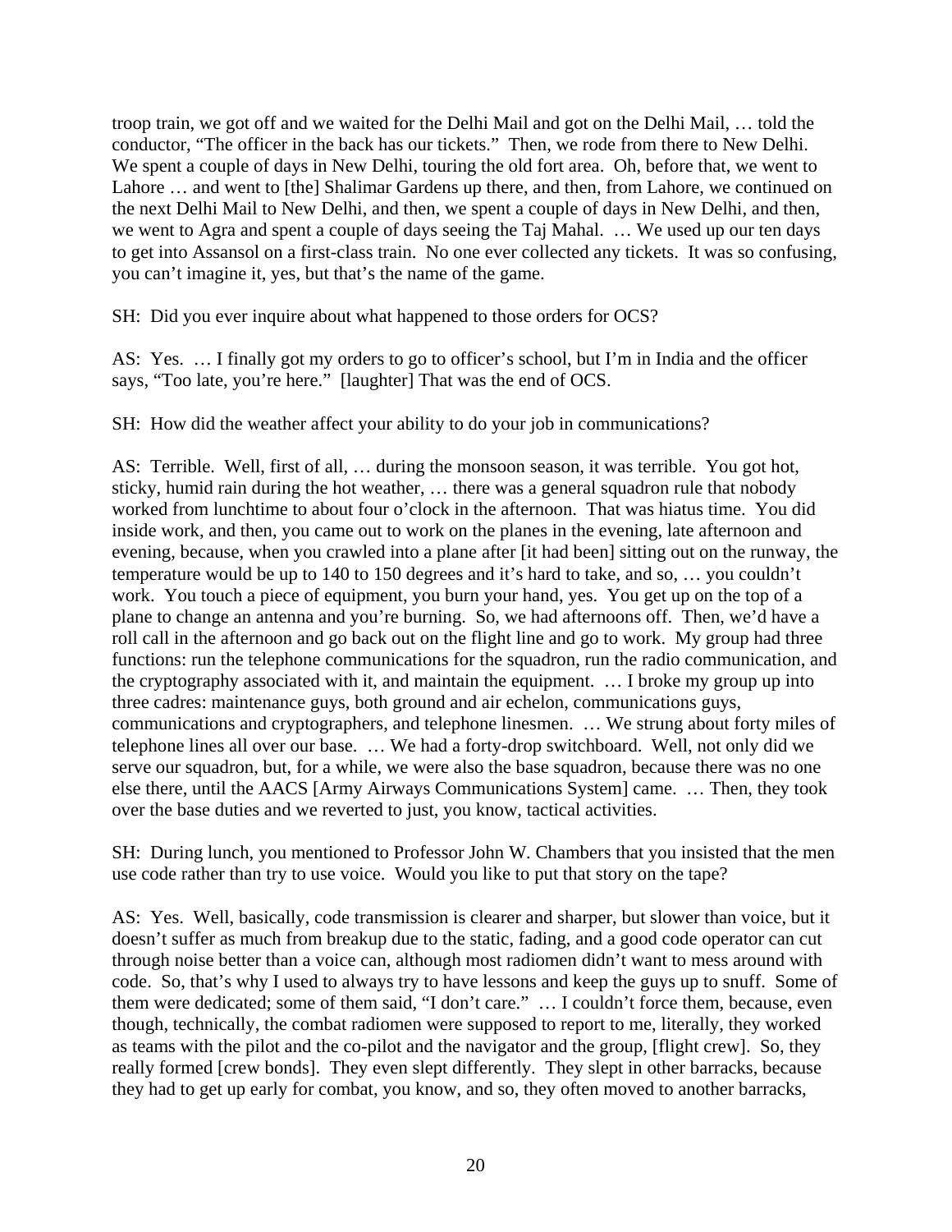troop train, we got off and we waited for the Delhi Mail and got on the Delhi Mail, … told the conductor, "The officer in the back has our tickets." Then, we rode from there to New Delhi. We spent a couple of days in New Delhi, touring the old fort area. Oh, before that, we went to Lahore … and went to [the] Shalimar Gardens up there, and then, from Lahore, we continued on the next Delhi Mail to New Delhi, and then, we spent a couple of days in New Delhi, and then, we went to Agra and spent a couple of days seeing the Taj Mahal. … We used up our ten days to get into Assansol on a first-class train. No one ever collected any tickets. It was so confusing, you can't imagine it, yes, but that's the name of the game.

SH: Did you ever inquire about what happened to those orders for OCS?

AS: Yes. … I finally got my orders to go to officer's school, but I'm in India and the officer says, "Too late, you're here." [laughter] That was the end of OCS.

SH: How did the weather affect your ability to do your job in communications?

AS: Terrible. Well, first of all, … during the monsoon season, it was terrible. You got hot, sticky, humid rain during the hot weather, … there was a general squadron rule that nobody worked from lunchtime to about four o'clock in the afternoon. That was hiatus time. You did inside work, and then, you came out to work on the planes in the evening, late afternoon and evening, because, when you crawled into a plane after [it had been] sitting out on the runway, the temperature would be up to 140 to 150 degrees and it's hard to take, and so, … you couldn't work. You touch a piece of equipment, you burn your hand, yes. You get up on the top of a plane to change an antenna and you're burning. So, we had afternoons off. Then, we'd have a roll call in the afternoon and go back out on the flight line and go to work. My group had three functions: run the telephone communications for the squadron, run the radio communication, and the cryptography associated with it, and maintain the equipment. … I broke my group up into three cadres: maintenance guys, both ground and air echelon, communications guys, communications and cryptographers, and telephone linesmen. … We strung about forty miles of telephone lines all over our base. … We had a forty-drop switchboard. Well, not only did we serve our squadron, but, for a while, we were also the base squadron, because there was no one else there, until the AACS [Army Airways Communications System] came. … Then, they took over the base duties and we reverted to just, you know, tactical activities.

SH: During lunch, you mentioned to Professor John W. Chambers that you insisted that the men use code rather than try to use voice. Would you like to put that story on the tape?

AS: Yes. Well, basically, code transmission is clearer and sharper, but slower than voice, but it doesn't suffer as much from breakup due to the static, fading, and a good code operator can cut through noise better than a voice can, although most radiomen didn't want to mess around with code. So, that's why I used to always try to have lessons and keep the guys up to snuff. Some of them were dedicated; some of them said, "I don't care." … I couldn't force them, because, even though, technically, the combat radiomen were supposed to report to me, literally, they worked as teams with the pilot and the co-pilot and the navigator and the group, [flight crew]. So, they really formed [crew bonds]. They even slept differently. They slept in other barracks, because they had to get up early for combat, you know, and so, they often moved to another barracks,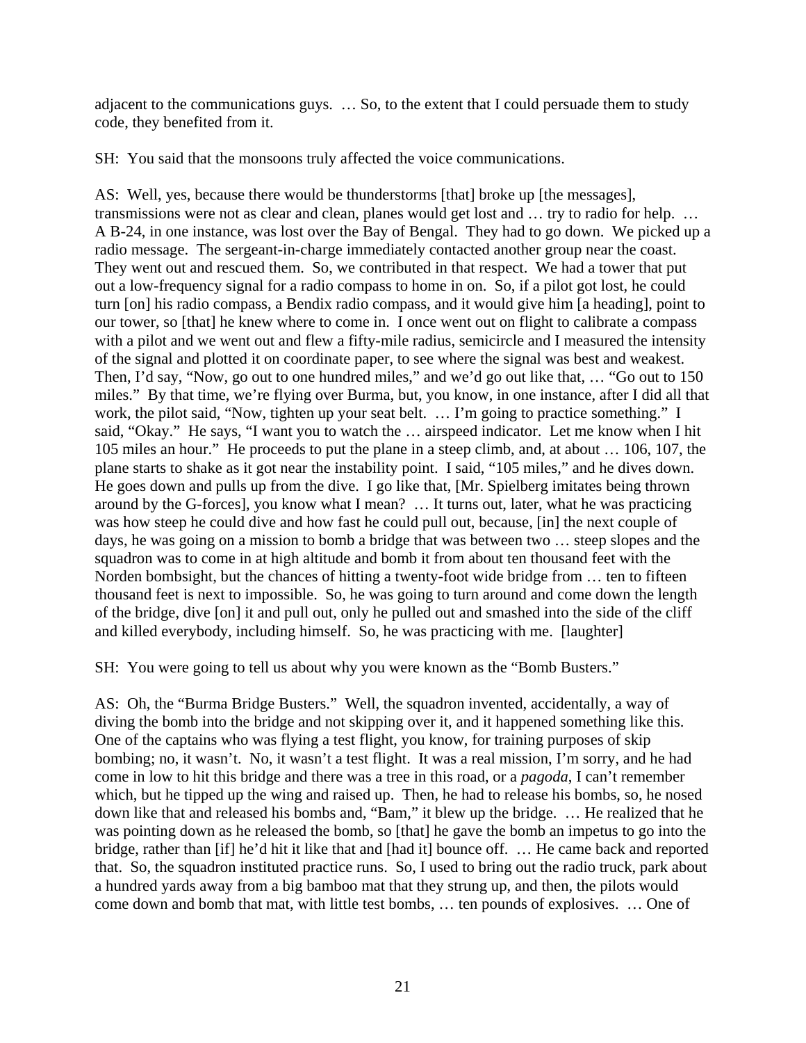adjacent to the communications guys. … So, to the extent that I could persuade them to study code, they benefited from it.

SH: You said that the monsoons truly affected the voice communications.

AS: Well, yes, because there would be thunderstorms [that] broke up [the messages], transmissions were not as clear and clean, planes would get lost and … try to radio for help. … A B-24, in one instance, was lost over the Bay of Bengal. They had to go down. We picked up a radio message. The sergeant-in-charge immediately contacted another group near the coast. They went out and rescued them. So, we contributed in that respect. We had a tower that put out a low-frequency signal for a radio compass to home in on. So, if a pilot got lost, he could turn [on] his radio compass, a Bendix radio compass, and it would give him [a heading], point to our tower, so [that] he knew where to come in. I once went out on flight to calibrate a compass with a pilot and we went out and flew a fifty-mile radius, semicircle and I measured the intensity of the signal and plotted it on coordinate paper, to see where the signal was best and weakest. Then, I'd say, "Now, go out to one hundred miles," and we'd go out like that, … "Go out to 150 miles." By that time, we're flying over Burma, but, you know, in one instance, after I did all that work, the pilot said, "Now, tighten up your seat belt. … I'm going to practice something." I said, "Okay." He says, "I want you to watch the … airspeed indicator. Let me know when I hit 105 miles an hour." He proceeds to put the plane in a steep climb, and, at about … 106, 107, the plane starts to shake as it got near the instability point. I said, "105 miles," and he dives down. He goes down and pulls up from the dive. I go like that, [Mr. Spielberg imitates being thrown around by the G-forces], you know what I mean? … It turns out, later, what he was practicing was how steep he could dive and how fast he could pull out, because, [in] the next couple of days, he was going on a mission to bomb a bridge that was between two … steep slopes and the squadron was to come in at high altitude and bomb it from about ten thousand feet with the Norden bombsight, but the chances of hitting a twenty-foot wide bridge from … ten to fifteen thousand feet is next to impossible. So, he was going to turn around and come down the length of the bridge, dive [on] it and pull out, only he pulled out and smashed into the side of the cliff and killed everybody, including himself. So, he was practicing with me. [laughter]

SH: You were going to tell us about why you were known as the "Bomb Busters."

AS: Oh, the "Burma Bridge Busters." Well, the squadron invented, accidentally, a way of diving the bomb into the bridge and not skipping over it, and it happened something like this. One of the captains who was flying a test flight, you know, for training purposes of skip bombing; no, it wasn't. No, it wasn't a test flight. It was a real mission, I'm sorry, and he had come in low to hit this bridge and there was a tree in this road, or a *pagoda*, I can't remember which, but he tipped up the wing and raised up. Then, he had to release his bombs, so, he nosed down like that and released his bombs and, "Bam," it blew up the bridge. … He realized that he was pointing down as he released the bomb, so [that] he gave the bomb an impetus to go into the bridge, rather than [if] he'd hit it like that and [had it] bounce off. … He came back and reported that. So, the squadron instituted practice runs. So, I used to bring out the radio truck, park about a hundred yards away from a big bamboo mat that they strung up, and then, the pilots would come down and bomb that mat, with little test bombs, … ten pounds of explosives. … One of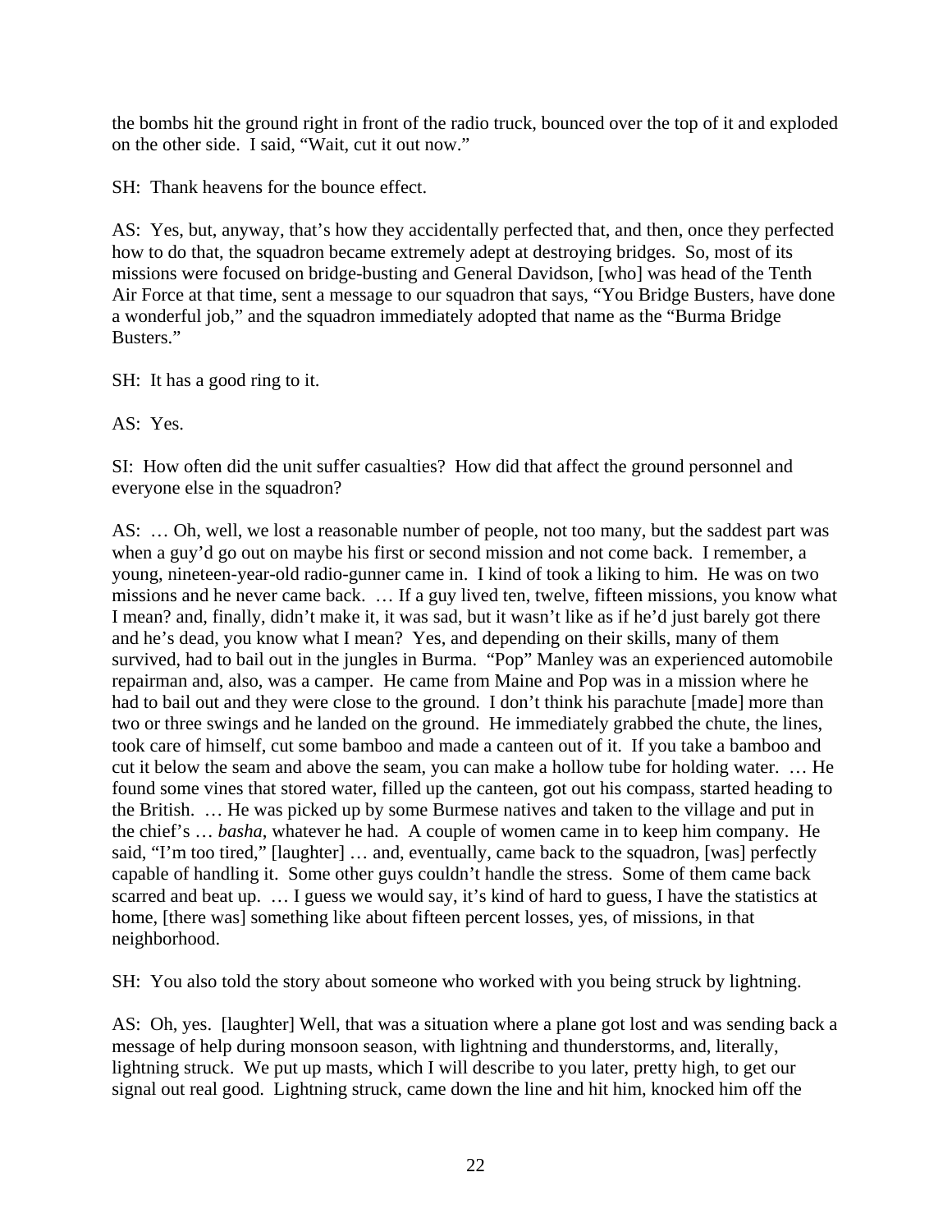the bombs hit the ground right in front of the radio truck, bounced over the top of it and exploded on the other side. I said, "Wait, cut it out now."

SH: Thank heavens for the bounce effect.

AS: Yes, but, anyway, that's how they accidentally perfected that, and then, once they perfected how to do that, the squadron became extremely adept at destroying bridges. So, most of its missions were focused on bridge-busting and General Davidson, [who] was head of the Tenth Air Force at that time, sent a message to our squadron that says, "You Bridge Busters, have done a wonderful job," and the squadron immediately adopted that name as the "Burma Bridge Busters."

SH: It has a good ring to it.

AS: Yes.

SI: How often did the unit suffer casualties? How did that affect the ground personnel and everyone else in the squadron?

AS: … Oh, well, we lost a reasonable number of people, not too many, but the saddest part was when a guy'd go out on maybe his first or second mission and not come back. I remember, a young, nineteen-year-old radio-gunner came in. I kind of took a liking to him. He was on two missions and he never came back. … If a guy lived ten, twelve, fifteen missions, you know what I mean? and, finally, didn't make it, it was sad, but it wasn't like as if he'd just barely got there and he's dead, you know what I mean? Yes, and depending on their skills, many of them survived, had to bail out in the jungles in Burma. "Pop" Manley was an experienced automobile repairman and, also, was a camper. He came from Maine and Pop was in a mission where he had to bail out and they were close to the ground. I don't think his parachute [made] more than two or three swings and he landed on the ground. He immediately grabbed the chute, the lines, took care of himself, cut some bamboo and made a canteen out of it. If you take a bamboo and cut it below the seam and above the seam, you can make a hollow tube for holding water. … He found some vines that stored water, filled up the canteen, got out his compass, started heading to the British. … He was picked up by some Burmese natives and taken to the village and put in the chief's … *basha*, whatever he had. A couple of women came in to keep him company. He said, "I'm too tired," [laughter] … and, eventually, came back to the squadron, [was] perfectly capable of handling it. Some other guys couldn't handle the stress. Some of them came back scarred and beat up. … I guess we would say, it's kind of hard to guess, I have the statistics at home, [there was] something like about fifteen percent losses, yes, of missions, in that neighborhood.

SH: You also told the story about someone who worked with you being struck by lightning.

AS: Oh, yes. [laughter] Well, that was a situation where a plane got lost and was sending back a message of help during monsoon season, with lightning and thunderstorms, and, literally, lightning struck. We put up masts, which I will describe to you later, pretty high, to get our signal out real good. Lightning struck, came down the line and hit him, knocked him off the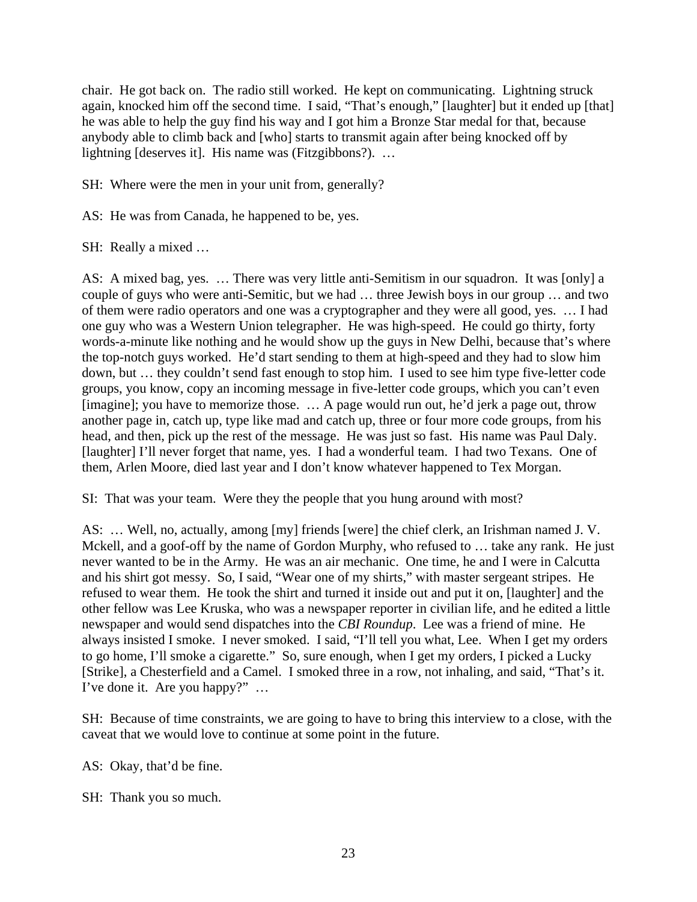chair. He got back on. The radio still worked. He kept on communicating. Lightning struck again, knocked him off the second time. I said, "That's enough," [laughter] but it ended up [that] he was able to help the guy find his way and I got him a Bronze Star medal for that, because anybody able to climb back and [who] starts to transmit again after being knocked off by lightning [deserves it]. His name was (Fitzgibbons?). …

SH: Where were the men in your unit from, generally?

AS: He was from Canada, he happened to be, yes.

SH: Really a mixed …

AS: A mixed bag, yes. … There was very little anti-Semitism in our squadron. It was [only] a couple of guys who were anti-Semitic, but we had … three Jewish boys in our group … and two of them were radio operators and one was a cryptographer and they were all good, yes. … I had one guy who was a Western Union telegrapher. He was high-speed. He could go thirty, forty words-a-minute like nothing and he would show up the guys in New Delhi, because that's where the top-notch guys worked. He'd start sending to them at high-speed and they had to slow him down, but … they couldn't send fast enough to stop him. I used to see him type five-letter code groups, you know, copy an incoming message in five-letter code groups, which you can't even [imagine]; you have to memorize those. … A page would run out, he'd jerk a page out, throw another page in, catch up, type like mad and catch up, three or four more code groups, from his head, and then, pick up the rest of the message. He was just so fast. His name was Paul Daly. [laughter] I'll never forget that name, yes. I had a wonderful team. I had two Texans. One of them, Arlen Moore, died last year and I don't know whatever happened to Tex Morgan.

SI: That was your team. Were they the people that you hung around with most?

AS: … Well, no, actually, among [my] friends [were] the chief clerk, an Irishman named J. V. Mckell, and a goof-off by the name of Gordon Murphy, who refused to … take any rank. He just never wanted to be in the Army. He was an air mechanic. One time, he and I were in Calcutta and his shirt got messy. So, I said, "Wear one of my shirts," with master sergeant stripes. He refused to wear them. He took the shirt and turned it inside out and put it on, [laughter] and the other fellow was Lee Kruska, who was a newspaper reporter in civilian life, and he edited a little newspaper and would send dispatches into the *CBI Roundup*. Lee was a friend of mine. He always insisted I smoke. I never smoked. I said, "I'll tell you what, Lee. When I get my orders to go home, I'll smoke a cigarette." So, sure enough, when I get my orders, I picked a Lucky [Strike], a Chesterfield and a Camel. I smoked three in a row, not inhaling, and said, "That's it. I've done it. Are you happy?" …

SH: Because of time constraints, we are going to have to bring this interview to a close, with the caveat that we would love to continue at some point in the future.

AS: Okay, that'd be fine.

SH: Thank you so much.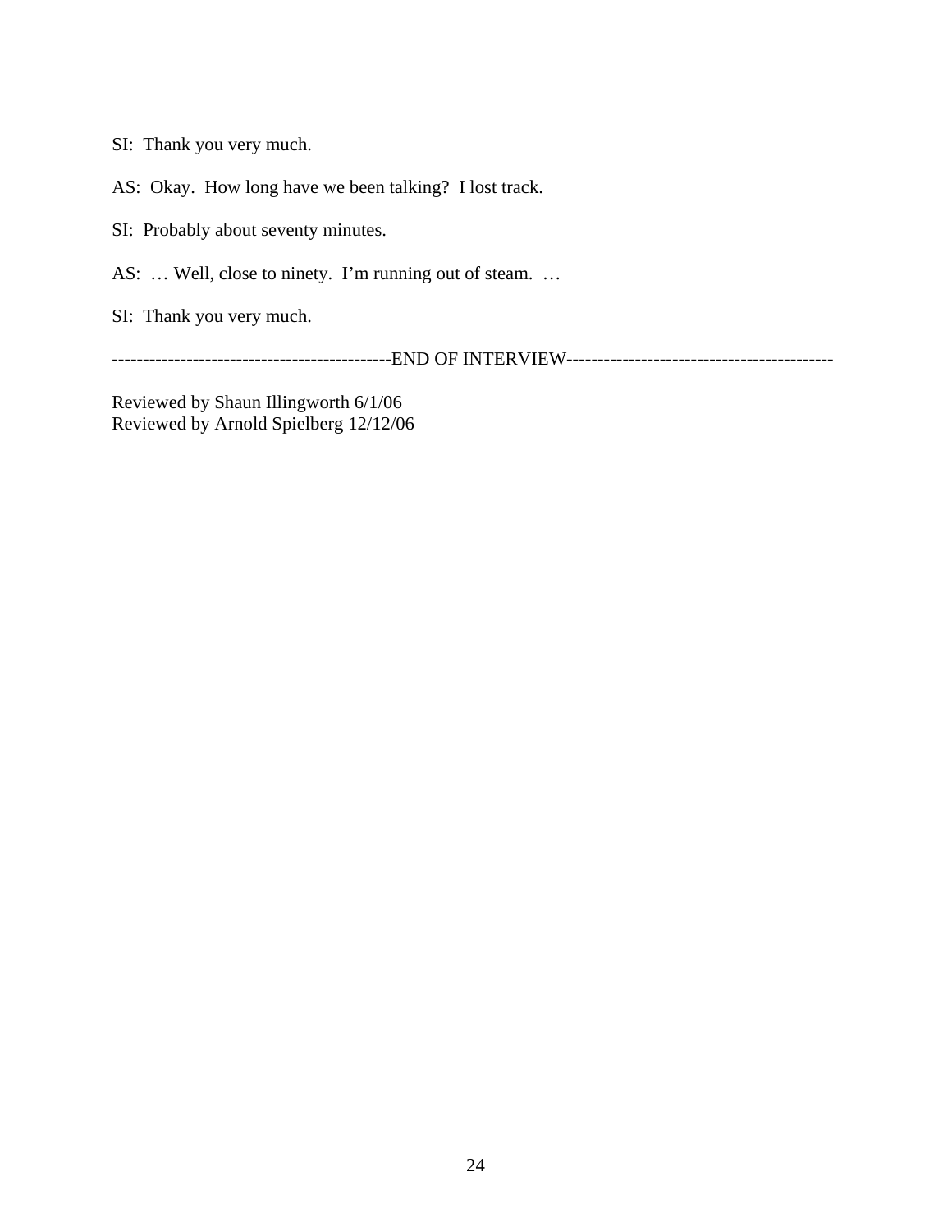SI: Thank you very much.

AS: Okay. How long have we been talking? I lost track.

SI: Probably about seventy minutes.

AS: … Well, close to ninety. I'm running out of steam. …

SI: Thank you very much.

---------------------------------------------END OF INTERVIEW-------------------------------------------

Reviewed by Shaun Illingworth 6/1/06
Reviewed by Arnold Spielberg 12/12/06